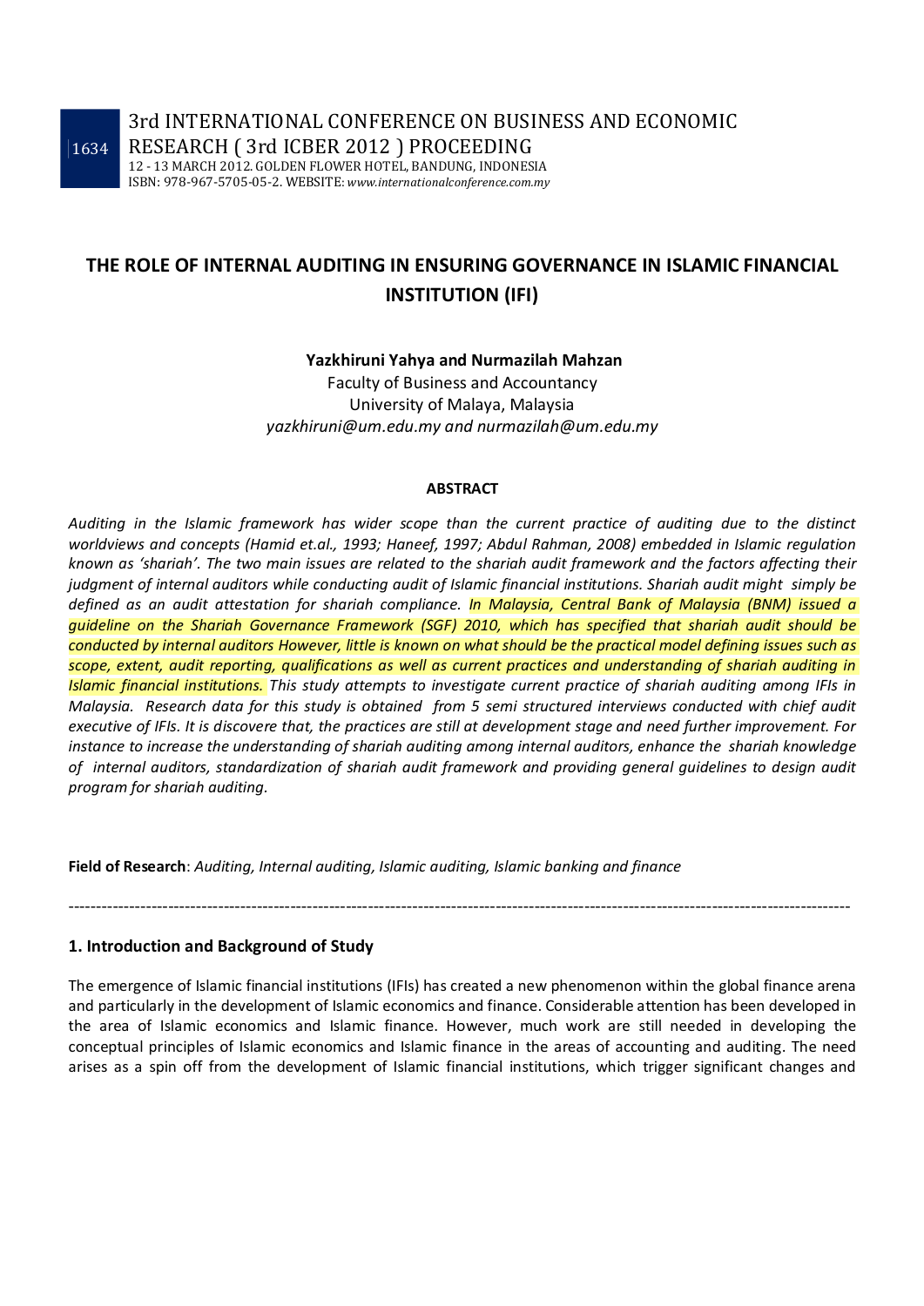# THE ROLE OF INTERNAL AUDITING IN ENSURING GOVERNANCE IN ISLAMIC FINANCIAL INSTITUTION (IFI)

**Yazkhiruni Yahya and Nurmazilah Mahzan**

Faculty of Business and Accountancy
University of Malaya, Malaysia
*yazkhiruni@um.edu.my and nurmazilah@um.edu.my*

**ABSTRACT**

*Auditing in the Islamic framework has wider scope than the current practice of auditing due to the distinct worldviews and concepts (Hamid et.al., 1993; Haneef, 1997; Abdul Rahman, 2008) embedded in Islamic regulation known as 'shariah'. The two main issues are related to the shariah audit framework and the factors affecting their judgment of internal auditors while conducting audit of Islamic financial institutions. Shariah audit might simply be defined as an audit attestation for shariah compliance. In Malaysia, Central Bank of Malaysia (BNM) issued a guideline on the Shariah Governance Framework (SGF) 2010, which has specified that shariah audit should be conducted by internal auditors However, little is known on what should be the practical model defining issues such as scope, extent, audit reporting, qualifications as well as current practices and understanding of shariah auditing in Islamic financial institutions. This study attempts to investigate current practice of shariah auditing among IFIs in Malaysia. Research data for this study is obtained from 5 semi structured interviews conducted with chief audit executive of IFIs. It is discovere that, the practices are still at development stage and need further improvement. For instance to increase the understanding of shariah auditing among internal auditors, enhance the shariah knowledge of internal auditors, standardization of shariah audit framework and providing general guidelines to design audit program for shariah auditing.*

**Field of Research**: *Auditing, Internal auditing, Islamic auditing, Islamic banking and finance*

---

## 1. Introduction and Background of Study

The emergence of Islamic financial institutions (IFIs) has created a new phenomenon within the global finance arena and particularly in the development of Islamic economics and finance. Considerable attention has been developed in the area of Islamic economics and Islamic finance. However, much work are still needed in developing the conceptual principles of Islamic economics and Islamic finance in the areas of accounting and auditing. The need arises as a spin off from the development of Islamic financial institutions, which trigger significant changes and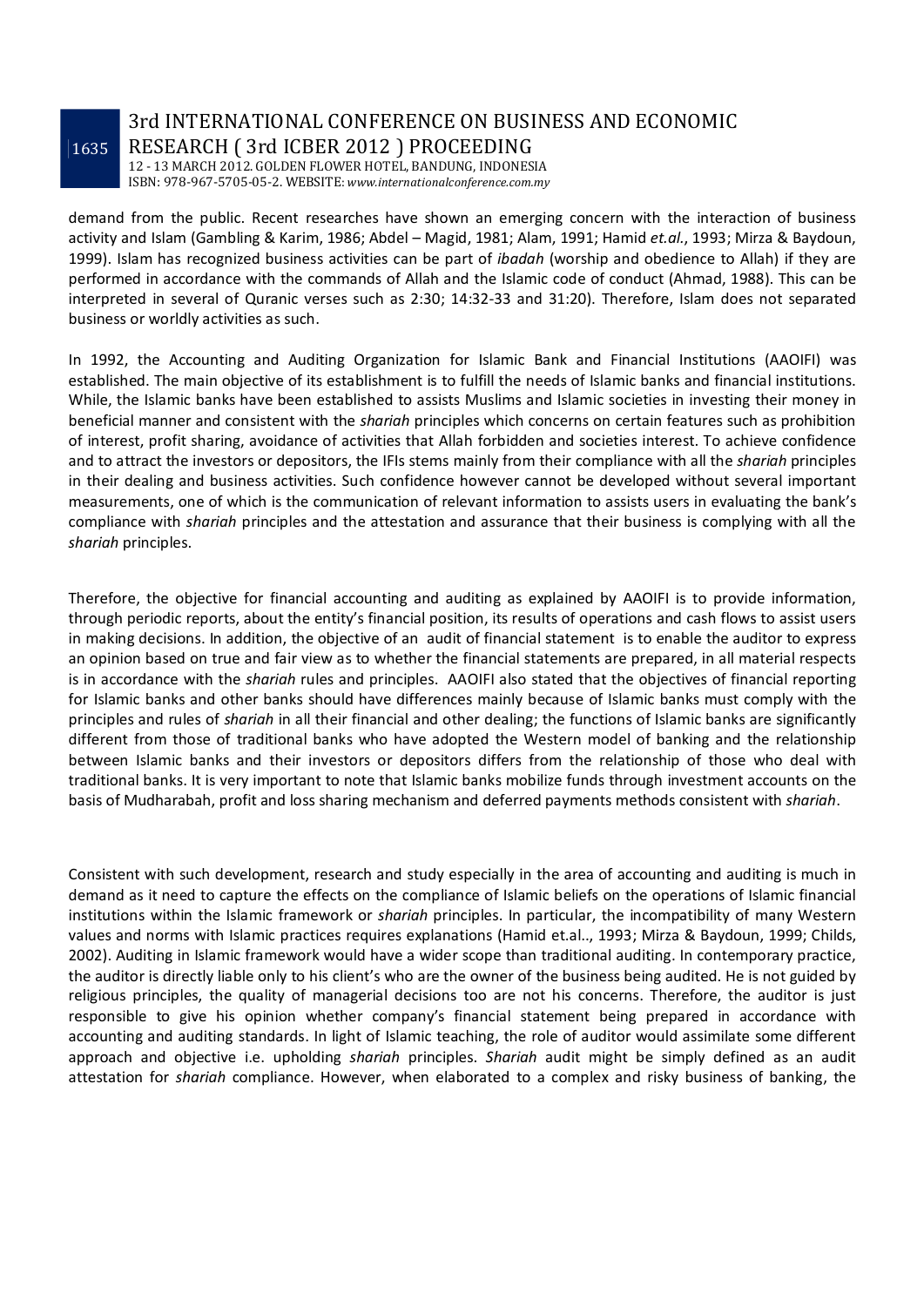demand from the public. Recent researches have shown an emerging concern with the interaction of business activity and Islam (Gambling & Karim, 1986; Abdel – Magid, 1981; Alam, 1991; Hamid *et.al.*, 1993; Mirza & Baydoun, 1999). Islam has recognized business activities can be part of *ibadah* (worship and obedience to Allah) if they are performed in accordance with the commands of Allah and the Islamic code of conduct (Ahmad, 1988). This can be interpreted in several of Quranic verses such as 2:30; 14:32-33 and 31:20). Therefore, Islam does not separated business or worldly activities as such.

In 1992, the Accounting and Auditing Organization for Islamic Bank and Financial Institutions (AAOIFI) was established. The main objective of its establishment is to fulfill the needs of Islamic banks and financial institutions. While, the Islamic banks have been established to assists Muslims and Islamic societies in investing their money in beneficial manner and consistent with the *shariah* principles which concerns on certain features such as prohibition of interest, profit sharing, avoidance of activities that Allah forbidden and societies interest. To achieve confidence and to attract the investors or depositors, the IFIs stems mainly from their compliance with all the *shariah* principles in their dealing and business activities. Such confidence however cannot be developed without several important measurements, one of which is the communication of relevant information to assists users in evaluating the bank's compliance with *shariah* principles and the attestation and assurance that their business is complying with all the *shariah* principles.

Therefore, the objective for financial accounting and auditing as explained by AAOIFI is to provide information, through periodic reports, about the entity's financial position, its results of operations and cash flows to assist users in making decisions. In addition, the objective of an audit of financial statement is to enable the auditor to express an opinion based on true and fair view as to whether the financial statements are prepared, in all material respects is in accordance with the *shariah* rules and principles. AAOIFI also stated that the objectives of financial reporting for Islamic banks and other banks should have differences mainly because of Islamic banks must comply with the principles and rules of *shariah* in all their financial and other dealing; the functions of Islamic banks are significantly different from those of traditional banks who have adopted the Western model of banking and the relationship between Islamic banks and their investors or depositors differs from the relationship of those who deal with traditional banks. It is very important to note that Islamic banks mobilize funds through investment accounts on the basis of Mudharabah, profit and loss sharing mechanism and deferred payments methods consistent with *shariah*.

Consistent with such development, research and study especially in the area of accounting and auditing is much in demand as it need to capture the effects on the compliance of Islamic beliefs on the operations of Islamic financial institutions within the Islamic framework or *shariah* principles. In particular, the incompatibility of many Western values and norms with Islamic practices requires explanations (Hamid et.al.., 1993; Mirza & Baydoun, 1999; Childs, 2002). Auditing in Islamic framework would have a wider scope than traditional auditing. In contemporary practice, the auditor is directly liable only to his client's who are the owner of the business being audited. He is not guided by religious principles, the quality of managerial decisions too are not his concerns. Therefore, the auditor is just responsible to give his opinion whether company's financial statement being prepared in accordance with accounting and auditing standards. In light of Islamic teaching, the role of auditor would assimilate some different approach and objective i.e. upholding *shariah* principles. *Shariah* audit might be simply defined as an audit attestation for *shariah* compliance. However, when elaborated to a complex and risky business of banking, the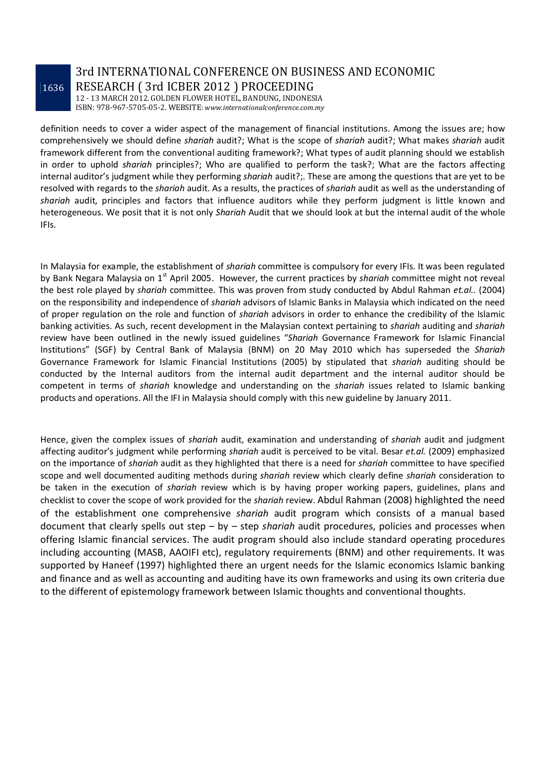definition needs to cover a wider aspect of the management of financial institutions. Among the issues are; how comprehensively we should define *shariah* audit?; What is the scope of *shariah* audit?; What makes *shariah* audit framework different from the conventional auditing framework?; What types of audit planning should we establish in order to uphold *shariah* principles?; Who are qualified to perform the task?; What are the factors affecting internal auditor's judgment while they performing *shariah* audit?;. These are among the questions that are yet to be resolved with regards to the *shariah* audit. As a results, the practices of *shariah* audit as well as the understanding of *shariah* audit, principles and factors that influence auditors while they perform judgment is little known and heterogeneous. We posit that it is not only *Shariah* Audit that we should look at but the internal audit of the whole IFIs.

In Malaysia for example, the establishment of *shariah* committee is compulsory for every IFIs. It was been regulated by Bank Negara Malaysia on 1st April 2005. However, the current practices by *shariah* committee might not reveal the best role played by *shariah* committee. This was proven from study conducted by Abdul Rahman *et.al.*. (2004) on the responsibility and independence of *shariah* advisors of Islamic Banks in Malaysia which indicated on the need of proper regulation on the role and function of *shariah* advisors in order to enhance the credibility of the Islamic banking activities. As such, recent development in the Malaysian context pertaining to *shariah* auditing and *shariah* review have been outlined in the newly issued guidelines "*Shariah* Governance Framework for Islamic Financial Institutions" (SGF) by Central Bank of Malaysia (BNM) on 20 May 2010 which has superseded the *Shariah* Governance Framework for Islamic Financial Institutions (2005) by stipulated that *shariah* auditing should be conducted by the Internal auditors from the internal audit department and the internal auditor should be competent in terms of *shariah* knowledge and understanding on the *shariah* issues related to Islamic banking products and operations. All the IFI in Malaysia should comply with this new guideline by January 2011.

Hence, given the complex issues of *shariah* audit, examination and understanding of *shariah* audit and judgment affecting auditor's judgment while performing *shariah* audit is perceived to be vital. Besar *et.al.* (2009) emphasized on the importance of *shariah* audit as they highlighted that there is a need for *shariah* committee to have specified scope and well documented auditing methods during *shariah* review which clearly define *shariah* consideration to be taken in the execution of *shariah* review which is by having proper working papers, guidelines, plans and checklist to cover the scope of work provided for the *shariah* review. Abdul Rahman (2008) highlighted the need of the establishment one comprehensive *shariah* audit program which consists of a manual based document that clearly spells out step – by – step *shariah* audit procedures, policies and processes when offering Islamic financial services. The audit program should also include standard operating procedures including accounting (MASB, AAOIFI etc), regulatory requirements (BNM) and other requirements. It was supported by Haneef (1997) highlighted there an urgent needs for the Islamic economics Islamic banking and finance and as well as accounting and auditing have its own frameworks and using its own criteria due to the different of epistemology framework between Islamic thoughts and conventional thoughts.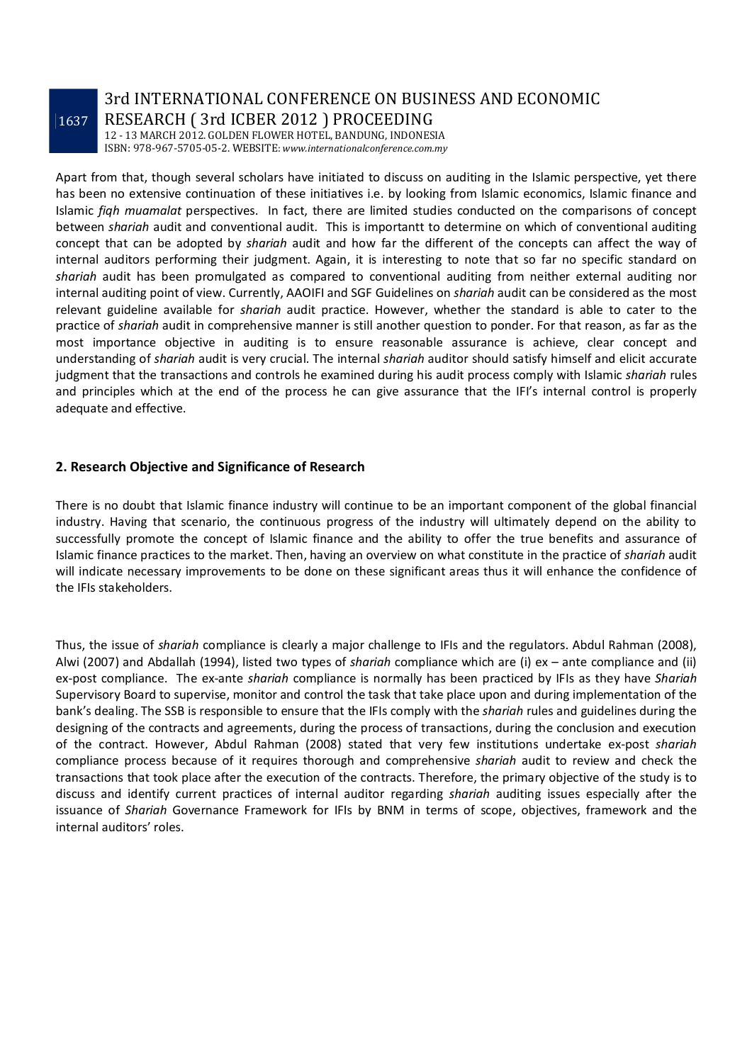Apart from that, though several scholars have initiated to discuss on auditing in the Islamic perspective, yet there has been no extensive continuation of these initiatives i.e. by looking from Islamic economics, Islamic finance and Islamic *fiqh muamalat* perspectives. In fact, there are limited studies conducted on the comparisons of concept between *shariah* audit and conventional audit. This is importantt to determine on which of conventional auditing concept that can be adopted by *shariah* audit and how far the different of the concepts can affect the way of internal auditors performing their judgment. Again, it is interesting to note that so far no specific standard on *shariah* audit has been promulgated as compared to conventional auditing from neither external auditing nor internal auditing point of view. Currently, AAOIFI and SGF Guidelines on *shariah* audit can be considered as the most relevant guideline available for *shariah* audit practice. However, whether the standard is able to cater to the practice of *shariah* audit in comprehensive manner is still another question to ponder. For that reason, as far as the most importance objective in auditing is to ensure reasonable assurance is achieve, clear concept and understanding of *shariah* audit is very crucial. The internal *shariah* auditor should satisfy himself and elicit accurate judgment that the transactions and controls he examined during his audit process comply with Islamic *shariah* rules and principles which at the end of the process he can give assurance that the IFI's internal control is properly adequate and effective.

## 2. Research Objective and Significance of Research

There is no doubt that Islamic finance industry will continue to be an important component of the global financial industry. Having that scenario, the continuous progress of the industry will ultimately depend on the ability to successfully promote the concept of Islamic finance and the ability to offer the true benefits and assurance of Islamic finance practices to the market. Then, having an overview on what constitute in the practice of *shariah* audit will indicate necessary improvements to be done on these significant areas thus it will enhance the confidence of the IFIs stakeholders.

Thus, the issue of *shariah* compliance is clearly a major challenge to IFIs and the regulators. Abdul Rahman (2008), Alwi (2007) and Abdallah (1994), listed two types of *shariah* compliance which are (i) ex – ante compliance and (ii) ex-post compliance. The ex-ante *shariah* compliance is normally has been practiced by IFIs as they have *Shariah* Supervisory Board to supervise, monitor and control the task that take place upon and during implementation of the bank's dealing. The SSB is responsible to ensure that the IFIs comply with the *shariah* rules and guidelines during the designing of the contracts and agreements, during the process of transactions, during the conclusion and execution of the contract. However, Abdul Rahman (2008) stated that very few institutions undertake ex-post *shariah* compliance process because of it requires thorough and comprehensive *shariah* audit to review and check the transactions that took place after the execution of the contracts. Therefore, the primary objective of the study is to discuss and identify current practices of internal auditor regarding *shariah* auditing issues especially after the issuance of *Shariah* Governance Framework for IFIs by BNM in terms of scope, objectives, framework and the internal auditors' roles.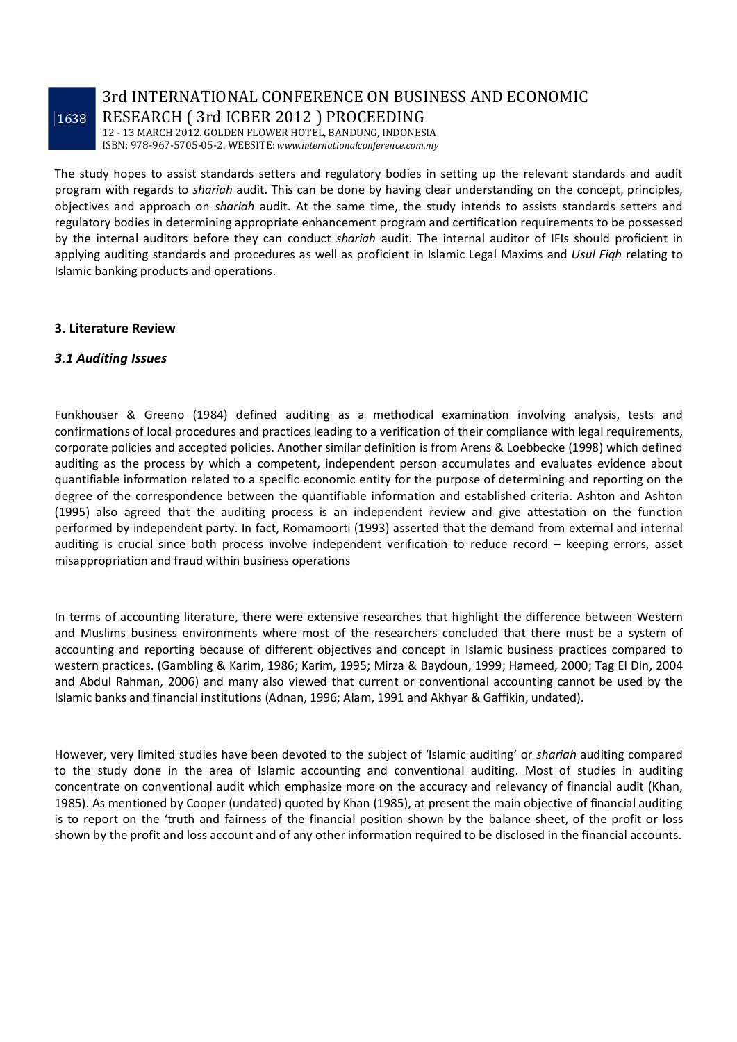The study hopes to assist standards setters and regulatory bodies in setting up the relevant standards and audit program with regards to *shariah* audit. This can be done by having clear understanding on the concept, principles, objectives and approach on *shariah* audit. At the same time, the study intends to assists standards setters and regulatory bodies in determining appropriate enhancement program and certification requirements to be possessed by the internal auditors before they can conduct *shariah* audit. The internal auditor of IFIs should proficient in applying auditing standards and procedures as well as proficient in Islamic Legal Maxims and *Usul Fiqh* relating to Islamic banking products and operations.

## 3. Literature Review

### *3.1 Auditing Issues*

Funkhouser & Greeno (1984) defined auditing as a methodical examination involving analysis, tests and confirmations of local procedures and practices leading to a verification of their compliance with legal requirements, corporate policies and accepted policies. Another similar definition is from Arens & Loebbecke (1998) which defined auditing as the process by which a competent, independent person accumulates and evaluates evidence about quantifiable information related to a specific economic entity for the purpose of determining and reporting on the degree of the correspondence between the quantifiable information and established criteria. Ashton and Ashton (1995) also agreed that the auditing process is an independent review and give attestation on the function performed by independent party. In fact, Romamoorti (1993) asserted that the demand from external and internal auditing is crucial since both process involve independent verification to reduce record – keeping errors, asset misappropriation and fraud within business operations

In terms of accounting literature, there were extensive researches that highlight the difference between Western and Muslims business environments where most of the researchers concluded that there must be a system of accounting and reporting because of different objectives and concept in Islamic business practices compared to western practices. (Gambling & Karim, 1986; Karim, 1995; Mirza & Baydoun, 1999; Hameed, 2000; Tag El Din, 2004 and Abdul Rahman, 2006) and many also viewed that current or conventional accounting cannot be used by the Islamic banks and financial institutions (Adnan, 1996; Alam, 1991 and Akhyar & Gaffikin, undated).

However, very limited studies have been devoted to the subject of 'Islamic auditing' or *shariah* auditing compared to the study done in the area of Islamic accounting and conventional auditing. Most of studies in auditing concentrate on conventional audit which emphasize more on the accuracy and relevancy of financial audit (Khan, 1985). As mentioned by Cooper (undated) quoted by Khan (1985), at present the main objective of financial auditing is to report on the 'truth and fairness of the financial position shown by the balance sheet, of the profit or loss shown by the profit and loss account and of any other information required to be disclosed in the financial accounts.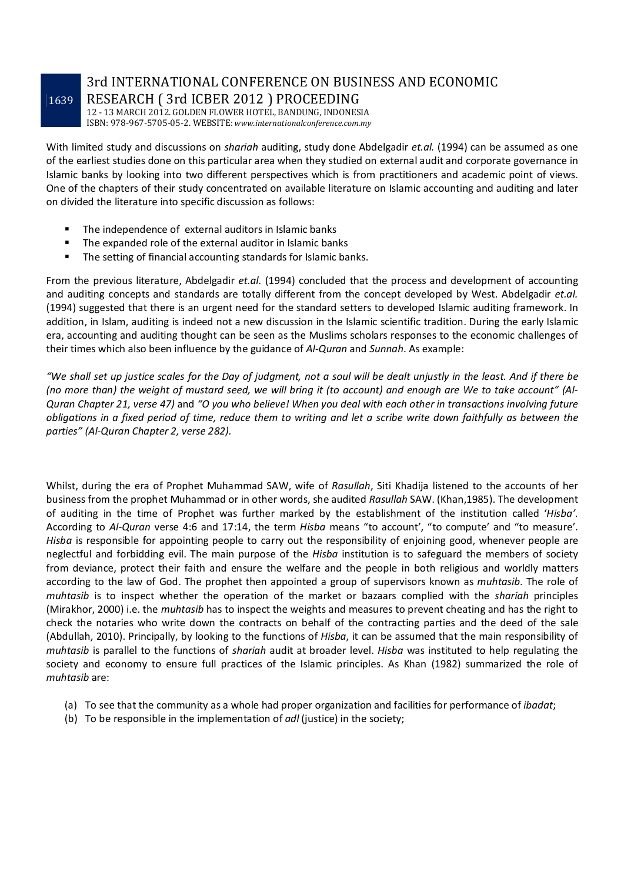With limited study and discussions on *shariah* auditing, study done Abdelgadir *et.al.* (1994) can be assumed as one of the earliest studies done on this particular area when they studied on external audit and corporate governance in Islamic banks by looking into two different perspectives which is from practitioners and academic point of views. One of the chapters of their study concentrated on available literature on Islamic accounting and auditing and later on divided the literature into specific discussion as follows:

- The independence of external auditors in Islamic banks
- The expanded role of the external auditor in Islamic banks
- The setting of financial accounting standards for Islamic banks.

From the previous literature, Abdelgadir *et.al.* (1994) concluded that the process and development of accounting and auditing concepts and standards are totally different from the concept developed by West. Abdelgadir *et.al.* (1994) suggested that there is an urgent need for the standard setters to developed Islamic auditing framework. In addition, in Islam, auditing is indeed not a new discussion in the Islamic scientific tradition. During the early Islamic era, accounting and auditing thought can be seen as the Muslims scholars responses to the economic challenges of their times which also been influence by the guidance of *Al-Quran* and *Sunnah*. As example:

*"We shall set up justice scales for the Day of judgment, not a soul will be dealt unjustly in the least. And if there be (no more than) the weight of mustard seed, we will bring it (to account) and enough are We to take account" (Al-Quran Chapter 21, verse 47)* and *"O you who believe! When you deal with each other in transactions involving future obligations in a fixed period of time, reduce them to writing and let a scribe write down faithfully as between the parties" (Al-Quran Chapter 2, verse 282).*

Whilst, during the era of Prophet Muhammad SAW, wife of *Rasullah*, Siti Khadija listened to the accounts of her business from the prophet Muhammad or in other words, she audited *Rasullah* SAW. (Khan,1985). The development of auditing in the time of Prophet was further marked by the establishment of the institution called '*Hisba'*. According to *Al-Quran* verse 4:6 and 17:14, the term *Hisba* means "to account', "to compute' and "to measure'. *Hisba* is responsible for appointing people to carry out the responsibility of enjoining good, whenever people are neglectful and forbidding evil. The main purpose of the *Hisba* institution is to safeguard the members of society from deviance, protect their faith and ensure the welfare and the people in both religious and worldly matters according to the law of God. The prophet then appointed a group of supervisors known as *muhtasib*. The role of *muhtasib* is to inspect whether the operation of the market or bazaars complied with the *shariah* principles (Mirakhor, 2000) i.e. the *muhtasib* has to inspect the weights and measures to prevent cheating and has the right to check the notaries who write down the contracts on behalf of the contracting parties and the deed of the sale (Abdullah, 2010). Principally, by looking to the functions of *Hisba*, it can be assumed that the main responsibility of *muhtasib* is parallel to the functions of *shariah* audit at broader level. *Hisba* was instituted to help regulating the society and economy to ensure full practices of the Islamic principles. As Khan (1982) summarized the role of *muhtasib* are:

(a) To see that the community as a whole had proper organization and facilities for performance of *ibadat*;
(b) To be responsible in the implementation of *adl* (justice) in the society;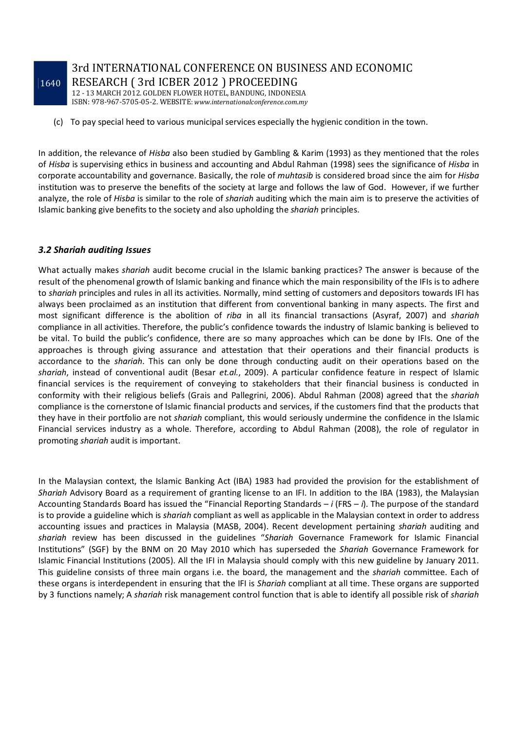(c) To pay special heed to various municipal services especially the hygienic condition in the town.

In addition, the relevance of *Hisba* also been studied by Gambling & Karim (1993) as they mentioned that the roles of *Hisba* is supervising ethics in business and accounting and Abdul Rahman (1998) sees the significance of *Hisba* in corporate accountability and governance. Basically, the role of *muhtasib* is considered broad since the aim for *Hisba* institution was to preserve the benefits of the society at large and follows the law of God. However, if we further analyze, the role of *Hisba* is similar to the role of *shariah* auditing which the main aim is to preserve the activities of Islamic banking give benefits to the society and also upholding the *shariah* principles.

### *3.2 Shariah auditing Issues*

What actually makes *shariah* audit become crucial in the Islamic banking practices? The answer is because of the result of the phenomenal growth of Islamic banking and finance which the main responsibility of the IFIs is to adhere to *shariah* principles and rules in all its activities. Normally, mind setting of customers and depositors towards IFI has always been proclaimed as an institution that different from conventional banking in many aspects. The first and most significant difference is the abolition of *riba* in all its financial transactions (Asyraf, 2007) and *shariah* compliance in all activities. Therefore, the public's confidence towards the industry of Islamic banking is believed to be vital. To build the public's confidence, there are so many approaches which can be done by IFIs. One of the approaches is through giving assurance and attestation that their operations and their financial products is accordance to the *shariah*. This can only be done through conducting audit on their operations based on the *shariah*, instead of conventional audit (Besar *et.al.*, 2009). A particular confidence feature in respect of Islamic financial services is the requirement of conveying to stakeholders that their financial business is conducted in conformity with their religious beliefs (Grais and Pallegrini, 2006). Abdul Rahman (2008) agreed that the *shariah* compliance is the cornerstone of Islamic financial products and services, if the customers find that the products that they have in their portfolio are not *shariah* compliant, this would seriously undermine the confidence in the Islamic Financial services industry as a whole. Therefore, according to Abdul Rahman (2008), the role of regulator in promoting *shariah* audit is important.

In the Malaysian context, the Islamic Banking Act (IBA) 1983 had provided the provision for the establishment of *Shariah* Advisory Board as a requirement of granting license to an IFI. In addition to the IBA (1983), the Malaysian Accounting Standards Board has issued the "Financial Reporting Standards – *i* (FRS – *i*). The purpose of the standard is to provide a guideline which is *shariah* compliant as well as applicable in the Malaysian context in order to address accounting issues and practices in Malaysia (MASB, 2004). Recent development pertaining *shariah* auditing and *shariah* review has been discussed in the guidelines "*Shariah* Governance Framework for Islamic Financial Institutions" (SGF) by the BNM on 20 May 2010 which has superseded the *Shariah* Governance Framework for Islamic Financial Institutions (2005). All the IFI in Malaysia should comply with this new guideline by January 2011. This guideline consists of three main organs i.e. the board, the management and the *shariah* committee. Each of these organs is interdependent in ensuring that the IFI is *Shariah* compliant at all time. These organs are supported by 3 functions namely; A *shariah* risk management control function that is able to identify all possible risk of *shariah*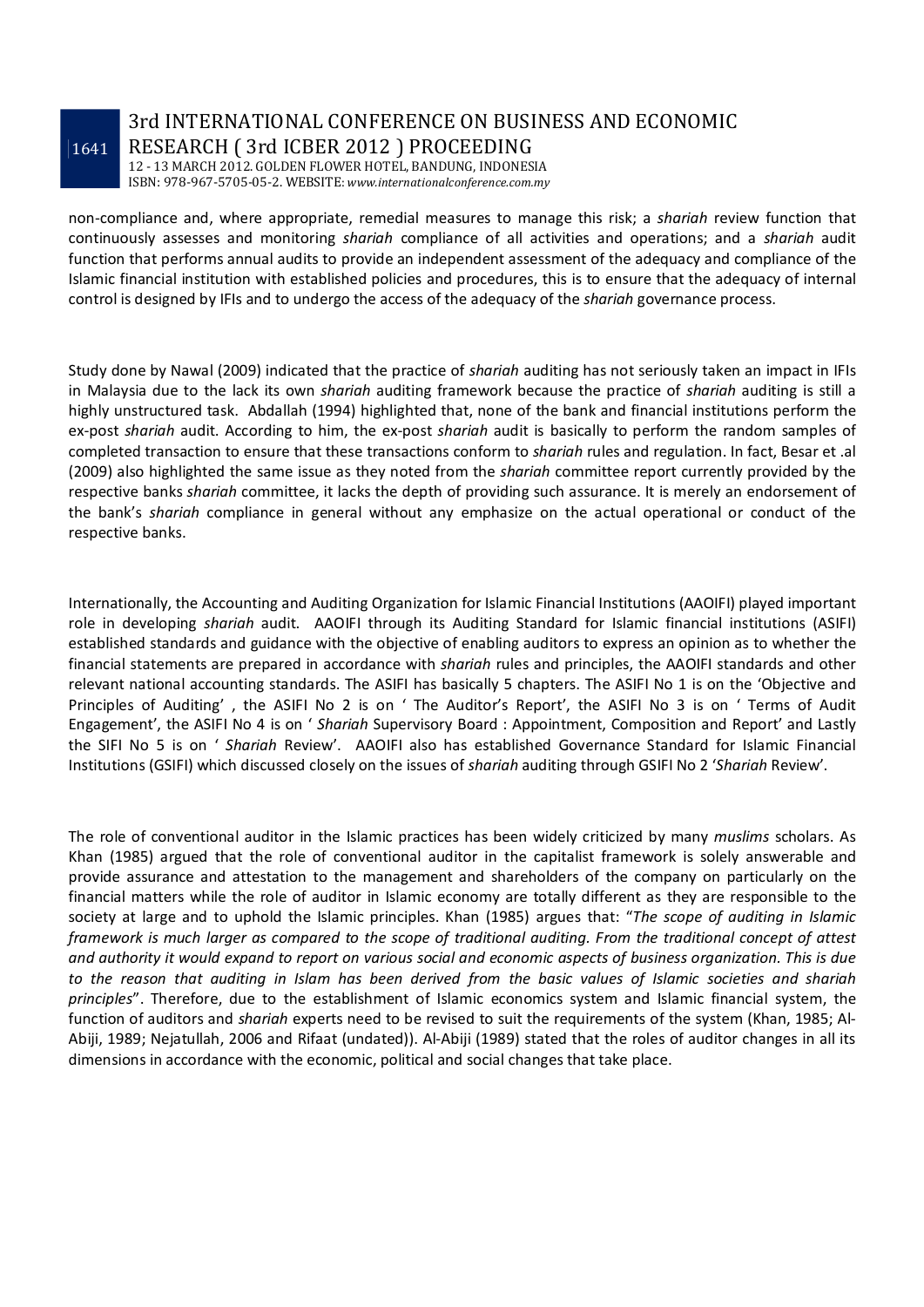non-compliance and, where appropriate, remedial measures to manage this risk; a *shariah* review function that continuously assesses and monitoring *shariah* compliance of all activities and operations; and a *shariah* audit function that performs annual audits to provide an independent assessment of the adequacy and compliance of the Islamic financial institution with established policies and procedures, this is to ensure that the adequacy of internal control is designed by IFIs and to undergo the access of the adequacy of the *shariah* governance process.

Study done by Nawal (2009) indicated that the practice of *shariah* auditing has not seriously taken an impact in IFIs in Malaysia due to the lack its own *shariah* auditing framework because the practice of *shariah* auditing is still a highly unstructured task. Abdallah (1994) highlighted that, none of the bank and financial institutions perform the ex-post *shariah* audit. According to him, the ex-post *shariah* audit is basically to perform the random samples of completed transaction to ensure that these transactions conform to *shariah* rules and regulation. In fact, Besar et .al (2009) also highlighted the same issue as they noted from the *shariah* committee report currently provided by the respective banks *shariah* committee, it lacks the depth of providing such assurance. It is merely an endorsement of the bank's *shariah* compliance in general without any emphasize on the actual operational or conduct of the respective banks.

Internationally, the Accounting and Auditing Organization for Islamic Financial Institutions (AAOIFI) played important role in developing *shariah* audit. AAOIFI through its Auditing Standard for Islamic financial institutions (ASIFI) established standards and guidance with the objective of enabling auditors to express an opinion as to whether the financial statements are prepared in accordance with *shariah* rules and principles, the AAOIFI standards and other relevant national accounting standards. The ASIFI has basically 5 chapters. The ASIFI No 1 is on the 'Objective and Principles of Auditing' , the ASIFI No 2 is on ' The Auditor's Report', the ASIFI No 3 is on ' Terms of Audit Engagement', the ASIFI No 4 is on ' *Shariah* Supervisory Board : Appointment, Composition and Report' and Lastly the SIFI No 5 is on ' *Shariah* Review'. AAOIFI also has established Governance Standard for Islamic Financial Institutions (GSIFI) which discussed closely on the issues of *shariah* auditing through GSIFI No 2 '*Shariah* Review'.

The role of conventional auditor in the Islamic practices has been widely criticized by many *muslims* scholars. As Khan (1985) argued that the role of conventional auditor in the capitalist framework is solely answerable and provide assurance and attestation to the management and shareholders of the company on particularly on the financial matters while the role of auditor in Islamic economy are totally different as they are responsible to the society at large and to uphold the Islamic principles. Khan (1985) argues that: "*The scope of auditing in Islamic framework is much larger as compared to the scope of traditional auditing. From the traditional concept of attest and authority it would expand to report on various social and economic aspects of business organization. This is due to the reason that auditing in Islam has been derived from the basic values of Islamic societies and shariah principles*". Therefore, due to the establishment of Islamic economics system and Islamic financial system, the function of auditors and *shariah* experts need to be revised to suit the requirements of the system (Khan, 1985; Al-Abiji, 1989; Nejatullah, 2006 and Rifaat (undated)). Al-Abiji (1989) stated that the roles of auditor changes in all its dimensions in accordance with the economic, political and social changes that take place.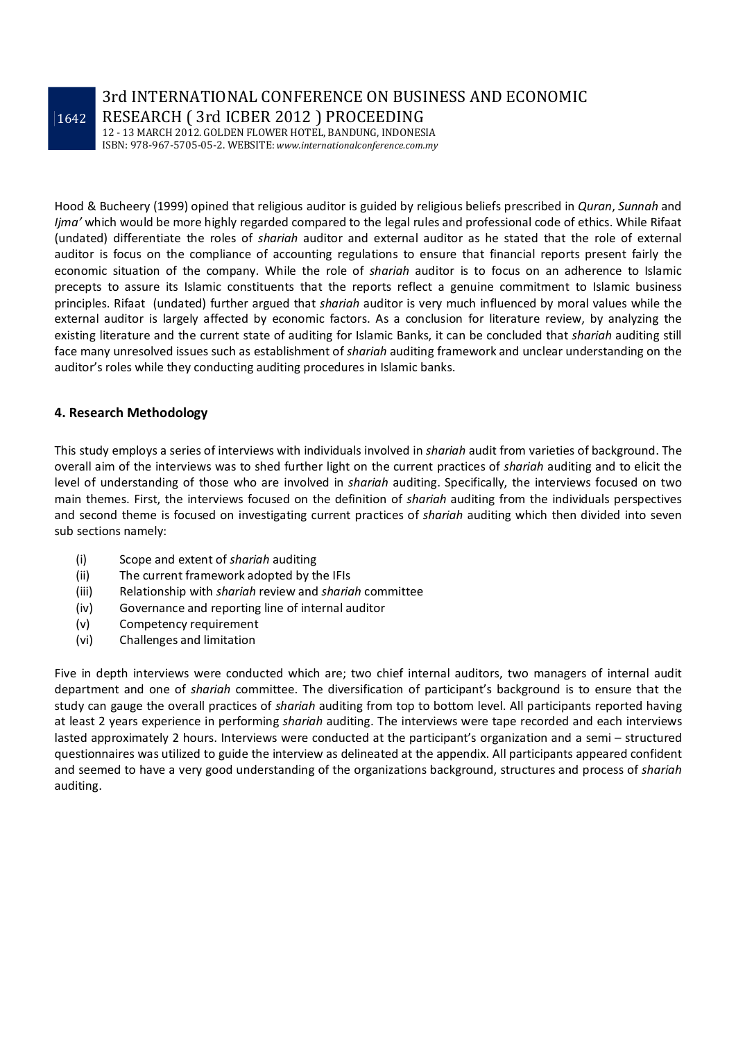Hood & Bucheery (1999) opined that religious auditor is guided by religious beliefs prescribed in *Quran*, *Sunnah* and *Ijma'* which would be more highly regarded compared to the legal rules and professional code of ethics. While Rifaat (undated) differentiate the roles of *shariah* auditor and external auditor as he stated that the role of external auditor is focus on the compliance of accounting regulations to ensure that financial reports present fairly the economic situation of the company. While the role of *shariah* auditor is to focus on an adherence to Islamic precepts to assure its Islamic constituents that the reports reflect a genuine commitment to Islamic business principles. Rifaat (undated) further argued that *shariah* auditor is very much influenced by moral values while the external auditor is largely affected by economic factors. As a conclusion for literature review, by analyzing the existing literature and the current state of auditing for Islamic Banks, it can be concluded that *shariah* auditing still face many unresolved issues such as establishment of *shariah* auditing framework and unclear understanding on the auditor's roles while they conducting auditing procedures in Islamic banks.

## 4. Research Methodology

This study employs a series of interviews with individuals involved in *shariah* audit from varieties of background. The overall aim of the interviews was to shed further light on the current practices of *shariah* auditing and to elicit the level of understanding of those who are involved in *shariah* auditing. Specifically, the interviews focused on two main themes. First, the interviews focused on the definition of *shariah* auditing from the individuals perspectives and second theme is focused on investigating current practices of *shariah* auditing which then divided into seven sub sections namely:

- (i) Scope and extent of *shariah* auditing
- (ii) The current framework adopted by the IFIs
- (iii) Relationship with *shariah* review and *shariah* committee
- (iv) Governance and reporting line of internal auditor
- (v) Competency requirement
- (vi) Challenges and limitation

Five in depth interviews were conducted which are; two chief internal auditors, two managers of internal audit department and one of *shariah* committee. The diversification of participant's background is to ensure that the study can gauge the overall practices of *shariah* auditing from top to bottom level. All participants reported having at least 2 years experience in performing *shariah* auditing. The interviews were tape recorded and each interviews lasted approximately 2 hours. Interviews were conducted at the participant's organization and a semi – structured questionnaires was utilized to guide the interview as delineated at the appendix. All participants appeared confident and seemed to have a very good understanding of the organizations background, structures and process of *shariah* auditing.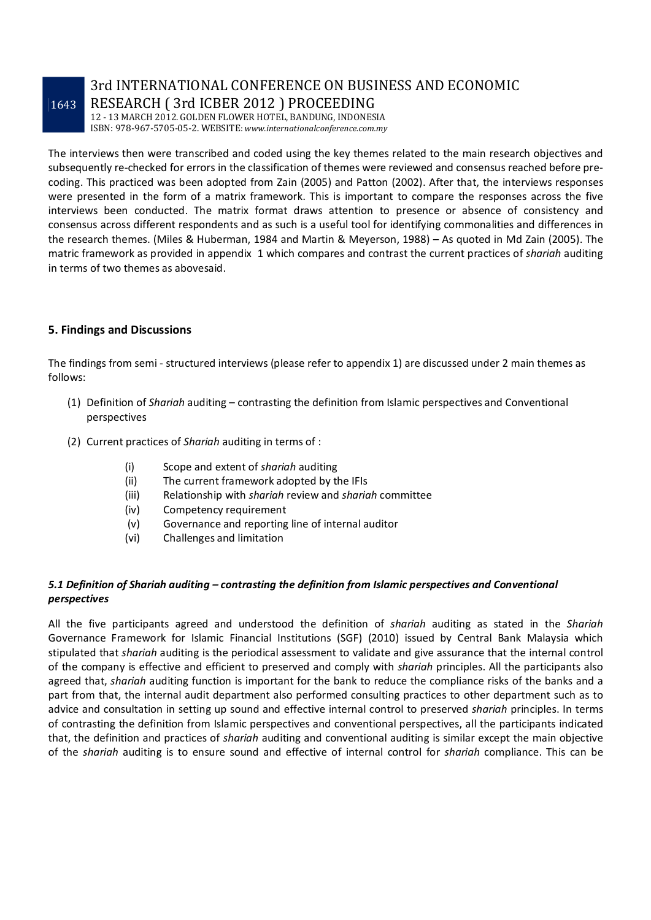The interviews then were transcribed and coded using the key themes related to the main research objectives and subsequently re-checked for errors in the classification of themes were reviewed and consensus reached before pre-coding. This practiced was been adopted from Zain (2005) and Patton (2002). After that, the interviews responses were presented in the form of a matrix framework. This is important to compare the responses across the five interviews been conducted. The matrix format draws attention to presence or absence of consistency and consensus across different respondents and as such is a useful tool for identifying commonalities and differences in the research themes. (Miles & Huberman, 1984 and Martin & Meyerson, 1988) – As quoted in Md Zain (2005). The matric framework as provided in appendix 1 which compares and contrast the current practices of *shariah* auditing in terms of two themes as abovesaid.

## 5. Findings and Discussions

The findings from semi - structured interviews (please refer to appendix 1) are discussed under 2 main themes as follows:

(1) Definition of *Shariah* auditing – contrasting the definition from Islamic perspectives and Conventional perspectives

(2) Current practices of *Shariah* auditing in terms of :

(i) Scope and extent of *shariah* auditing
(ii) The current framework adopted by the IFIs
(iii) Relationship with *shariah* review and *shariah* committee
(iv) Competency requirement
(v) Governance and reporting line of internal auditor
(vi) Challenges and limitation

### *5.1 Definition of Shariah auditing – contrasting the definition from Islamic perspectives and Conventional perspectives*

All the five participants agreed and understood the definition of *shariah* auditing as stated in the *Shariah* Governance Framework for Islamic Financial Institutions (SGF) (2010) issued by Central Bank Malaysia which stipulated that *shariah* auditing is the periodical assessment to validate and give assurance that the internal control of the company is effective and efficient to preserved and comply with *shariah* principles. All the participants also agreed that, *shariah* auditing function is important for the bank to reduce the compliance risks of the banks and a part from that, the internal audit department also performed consulting practices to other department such as to advice and consultation in setting up sound and effective internal control to preserved *shariah* principles. In terms of contrasting the definition from Islamic perspectives and conventional perspectives, all the participants indicated that, the definition and practices of *shariah* auditing and conventional auditing is similar except the main objective of the *shariah* auditing is to ensure sound and effective of internal control for *shariah* compliance. This can be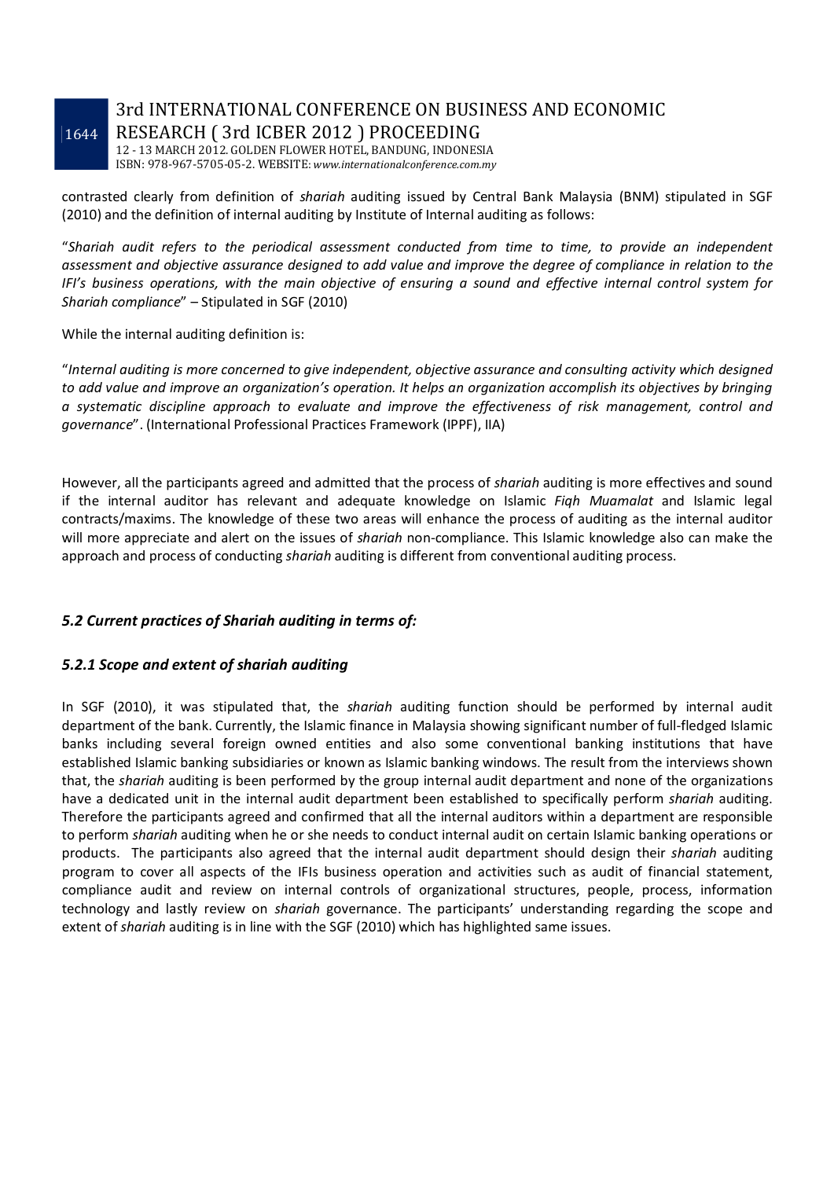contrasted clearly from definition of *shariah* auditing issued by Central Bank Malaysia (BNM) stipulated in SGF (2010) and the definition of internal auditing by Institute of Internal auditing as follows:

"*Shariah audit refers to the periodical assessment conducted from time to time, to provide an independent assessment and objective assurance designed to add value and improve the degree of compliance in relation to the IFI's business operations, with the main objective of ensuring a sound and effective internal control system for Shariah compliance*" – Stipulated in SGF (2010)

While the internal auditing definition is:

"*Internal auditing is more concerned to give independent, objective assurance and consulting activity which designed to add value and improve an organization's operation. It helps an organization accomplish its objectives by bringing a systematic discipline approach to evaluate and improve the effectiveness of risk management, control and governance*". (International Professional Practices Framework (IPPF), IIA)

However, all the participants agreed and admitted that the process of *shariah* auditing is more effectives and sound if the internal auditor has relevant and adequate knowledge on Islamic *Fiqh Muamalat* and Islamic legal contracts/maxims. The knowledge of these two areas will enhance the process of auditing as the internal auditor will more appreciate and alert on the issues of *shariah* non-compliance. This Islamic knowledge also can make the approach and process of conducting *shariah* auditing is different from conventional auditing process.

### *5.2 Current practices of Shariah auditing in terms of:*

#### *5.2.1 Scope and extent of shariah auditing*

In SGF (2010), it was stipulated that, the *shariah* auditing function should be performed by internal audit department of the bank. Currently, the Islamic finance in Malaysia showing significant number of full-fledged Islamic banks including several foreign owned entities and also some conventional banking institutions that have established Islamic banking subsidiaries or known as Islamic banking windows. The result from the interviews shown that, the *shariah* auditing is been performed by the group internal audit department and none of the organizations have a dedicated unit in the internal audit department been established to specifically perform *shariah* auditing. Therefore the participants agreed and confirmed that all the internal auditors within a department are responsible to perform *shariah* auditing when he or she needs to conduct internal audit on certain Islamic banking operations or products. The participants also agreed that the internal audit department should design their *shariah* auditing program to cover all aspects of the IFIs business operation and activities such as audit of financial statement, compliance audit and review on internal controls of organizational structures, people, process, information technology and lastly review on *shariah* governance. The participants' understanding regarding the scope and extent of *shariah* auditing is in line with the SGF (2010) which has highlighted same issues.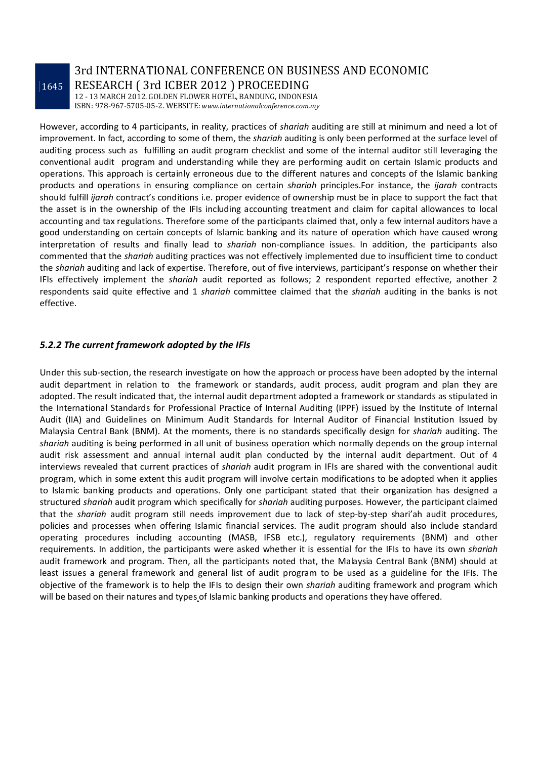However, according to 4 participants, in reality, practices of *shariah* auditing are still at minimum and need a lot of improvement. In fact, according to some of them, the *shariah* auditing is only been performed at the surface level of auditing process such as fulfilling an audit program checklist and some of the internal auditor still leveraging the conventional audit program and understanding while they are performing audit on certain Islamic products and operations. This approach is certainly erroneous due to the different natures and concepts of the Islamic banking products and operations in ensuring compliance on certain *shariah* principles.For instance, the *ijarah* contracts should fulfill *ijarah* contract's conditions i.e. proper evidence of ownership must be in place to support the fact that the asset is in the ownership of the IFIs including accounting treatment and claim for capital allowances to local accounting and tax regulations. Therefore some of the participants claimed that, only a few internal auditors have a good understanding on certain concepts of Islamic banking and its nature of operation which have caused wrong interpretation of results and finally lead to *shariah* non-compliance issues. In addition, the participants also commented that the *shariah* auditing practices was not effectively implemented due to insufficient time to conduct the *shariah* auditing and lack of expertise. Therefore, out of five interviews, participant's response on whether their IFIs effectively implement the *shariah* audit reported as follows; 2 respondent reported effective, another 2 respondents said quite effective and 1 *shariah* committee claimed that the *shariah* auditing in the banks is not effective.

### *5.2.2 The current framework adopted by the IFIs*

Under this sub-section, the research investigate on how the approach or process have been adopted by the internal audit department in relation to the framework or standards, audit process, audit program and plan they are adopted. The result indicated that, the internal audit department adopted a framework or standards as stipulated in the International Standards for Professional Practice of Internal Auditing (IPPF) issued by the Institute of Internal Audit (IIA) and Guidelines on Minimum Audit Standards for Internal Auditor of Financial Institution Issued by Malaysia Central Bank (BNM). At the moments, there is no standards specifically design for *shariah* auditing. The *shariah* auditing is being performed in all unit of business operation which normally depends on the group internal audit risk assessment and annual internal audit plan conducted by the internal audit department. Out of 4 interviews revealed that current practices of *shariah* audit program in IFIs are shared with the conventional audit program, which in some extent this audit program will involve certain modifications to be adopted when it applies to Islamic banking products and operations. Only one participant stated that their organization has designed a structured *shariah* audit program which specifically for *shariah* auditing purposes. However, the participant claimed that the *shariah* audit program still needs improvement due to lack of step-by-step shari'ah audit procedures, policies and processes when offering Islamic financial services. The audit program should also include standard operating procedures including accounting (MASB, IFSB etc.), regulatory requirements (BNM) and other requirements. In addition, the participants were asked whether it is essential for the IFIs to have its own *shariah* audit framework and program. Then, all the participants noted that, the Malaysia Central Bank (BNM) should at least issues a general framework and general list of audit program to be used as a guideline for the IFIs. The objective of the framework is to help the IFIs to design their own *shariah* auditing framework and program which will be based on their natures and types of Islamic banking products and operations they have offered.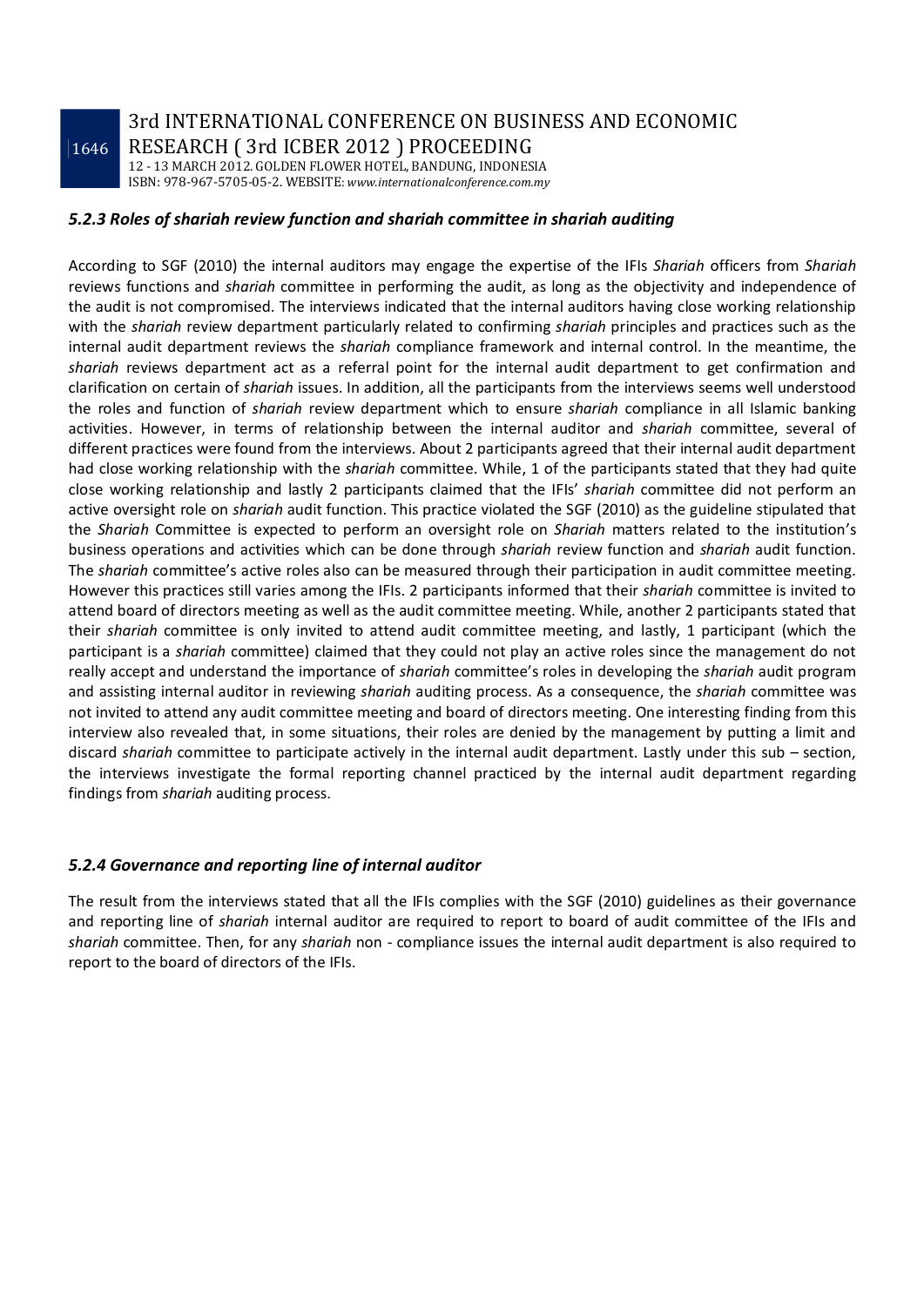### *5.2.3 Roles of shariah review function and shariah committee in shariah auditing*

According to SGF (2010) the internal auditors may engage the expertise of the IFIs *Shariah* officers from *Shariah* reviews functions and *shariah* committee in performing the audit, as long as the objectivity and independence of the audit is not compromised. The interviews indicated that the internal auditors having close working relationship with the *shariah* review department particularly related to confirming *shariah* principles and practices such as the internal audit department reviews the *shariah* compliance framework and internal control. In the meantime, the *shariah* reviews department act as a referral point for the internal audit department to get confirmation and clarification on certain of *shariah* issues. In addition, all the participants from the interviews seems well understood the roles and function of *shariah* review department which to ensure *shariah* compliance in all Islamic banking activities. However, in terms of relationship between the internal auditor and *shariah* committee, several of different practices were found from the interviews. About 2 participants agreed that their internal audit department had close working relationship with the *shariah* committee. While, 1 of the participants stated that they had quite close working relationship and lastly 2 participants claimed that the IFIs' *shariah* committee did not perform an active oversight role on *shariah* audit function. This practice violated the SGF (2010) as the guideline stipulated that the *Shariah* Committee is expected to perform an oversight role on *Shariah* matters related to the institution's business operations and activities which can be done through *shariah* review function and *shariah* audit function. The *shariah* committee's active roles also can be measured through their participation in audit committee meeting. However this practices still varies among the IFIs. 2 participants informed that their *shariah* committee is invited to attend board of directors meeting as well as the audit committee meeting. While, another 2 participants stated that their *shariah* committee is only invited to attend audit committee meeting, and lastly, 1 participant (which the participant is a *shariah* committee) claimed that they could not play an active roles since the management do not really accept and understand the importance of *shariah* committee's roles in developing the *shariah* audit program and assisting internal auditor in reviewing *shariah* auditing process. As a consequence, the *shariah* committee was not invited to attend any audit committee meeting and board of directors meeting. One interesting finding from this interview also revealed that, in some situations, their roles are denied by the management by putting a limit and discard *shariah* committee to participate actively in the internal audit department. Lastly under this sub – section, the interviews investigate the formal reporting channel practiced by the internal audit department regarding findings from *shariah* auditing process.

### *5.2.4 Governance and reporting line of internal auditor*

The result from the interviews stated that all the IFIs complies with the SGF (2010) guidelines as their governance and reporting line of *shariah* internal auditor are required to report to board of audit committee of the IFIs and *shariah* committee. Then, for any *shariah* non - compliance issues the internal audit department is also required to report to the board of directors of the IFIs.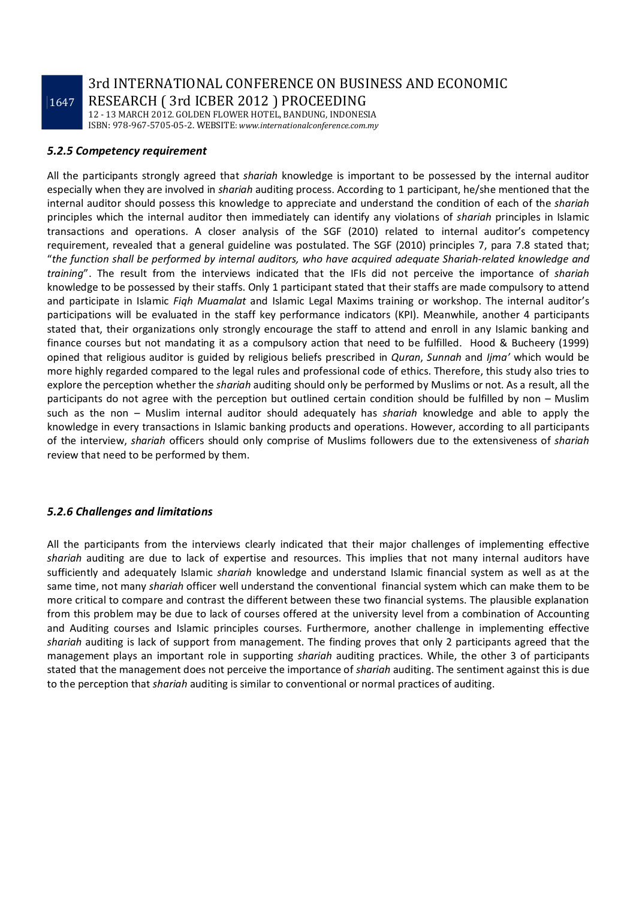### *5.2.5 Competency requirement*

All the participants strongly agreed that *shariah* knowledge is important to be possessed by the internal auditor especially when they are involved in *shariah* auditing process. According to 1 participant, he/she mentioned that the internal auditor should possess this knowledge to appreciate and understand the condition of each of the *shariah* principles which the internal auditor then immediately can identify any violations of *shariah* principles in Islamic transactions and operations. A closer analysis of the SGF (2010) related to internal auditor's competency requirement, revealed that a general guideline was postulated. The SGF (2010) principles 7, para 7.8 stated that; "*the function shall be performed by internal auditors, who have acquired adequate Shariah-related knowledge and training*". The result from the interviews indicated that the IFIs did not perceive the importance of *shariah* knowledge to be possessed by their staffs. Only 1 participant stated that their staffs are made compulsory to attend and participate in Islamic *Fiqh Muamalat* and Islamic Legal Maxims training or workshop. The internal auditor's participations will be evaluated in the staff key performance indicators (KPI). Meanwhile, another 4 participants stated that, their organizations only strongly encourage the staff to attend and enroll in any Islamic banking and finance courses but not mandating it as a compulsory action that need to be fulfilled. Hood & Bucheery (1999) opined that religious auditor is guided by religious beliefs prescribed in *Quran*, *Sunnah* and *Ijma'* which would be more highly regarded compared to the legal rules and professional code of ethics. Therefore, this study also tries to explore the perception whether the *shariah* auditing should only be performed by Muslims or not. As a result, all the participants do not agree with the perception but outlined certain condition should be fulfilled by non – Muslim such as the non – Muslim internal auditor should adequately has *shariah* knowledge and able to apply the knowledge in every transactions in Islamic banking products and operations. However, according to all participants of the interview, *shariah* officers should only comprise of Muslims followers due to the extensiveness of *shariah* review that need to be performed by them.

### *5.2.6 Challenges and limitations*

All the participants from the interviews clearly indicated that their major challenges of implementing effective *shariah* auditing are due to lack of expertise and resources. This implies that not many internal auditors have sufficiently and adequately Islamic *shariah* knowledge and understand Islamic financial system as well as at the same time, not many *shariah* officer well understand the conventional financial system which can make them to be more critical to compare and contrast the different between these two financial systems. The plausible explanation from this problem may be due to lack of courses offered at the university level from a combination of Accounting and Auditing courses and Islamic principles courses. Furthermore, another challenge in implementing effective *shariah* auditing is lack of support from management. The finding proves that only 2 participants agreed that the management plays an important role in supporting *shariah* auditing practices. While, the other 3 of participants stated that the management does not perceive the importance of *shariah* auditing. The sentiment against this is due to the perception that *shariah* auditing is similar to conventional or normal practices of auditing.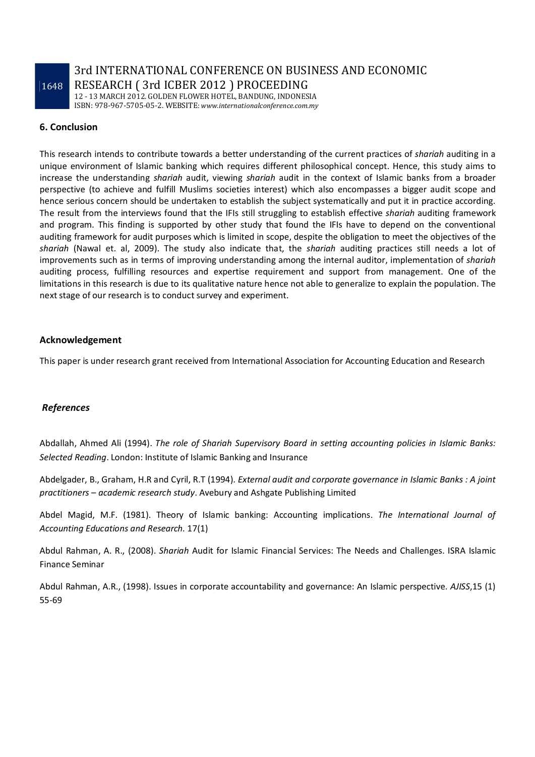## 6. Conclusion

This research intends to contribute towards a better understanding of the current practices of *shariah* auditing in a unique environment of Islamic banking which requires different philosophical concept. Hence, this study aims to increase the understanding *shariah* audit, viewing *shariah* audit in the context of Islamic banks from a broader perspective (to achieve and fulfill Muslims societies interest) which also encompasses a bigger audit scope and hence serious concern should be undertaken to establish the subject systematically and put it in practice according. The result from the interviews found that the IFIs still struggling to establish effective *shariah* auditing framework and program. This finding is supported by other study that found the IFIs have to depend on the conventional auditing framework for audit purposes which is limited in scope, despite the obligation to meet the objectives of the *shariah* (Nawal et. al, 2009). The study also indicate that, the *shariah* auditing practices still needs a lot of improvements such as in terms of improving understanding among the internal auditor, implementation of *shariah* auditing process, fulfilling resources and expertise requirement and support from management. One of the limitations in this research is due to its qualitative nature hence not able to generalize to explain the population. The next stage of our research is to conduct survey and experiment.

## Acknowledgement

This paper is under research grant received from International Association for Accounting Education and Research

## *References*

Abdallah, Ahmed Ali (1994). *The role of Shariah Supervisory Board in setting accounting policies in Islamic Banks: Selected Reading*. London: Institute of Islamic Banking and Insurance

Abdelgader, B., Graham, H.R and Cyril, R.T (1994). *External audit and corporate governance in Islamic Banks : A joint practitioners – academic research study*. Avebury and Ashgate Publishing Limited

Abdel Magid, M.F. (1981). Theory of Islamic banking: Accounting implications. *The International Journal of Accounting Educations and Research*. 17(1)

Abdul Rahman, A. R., (2008). *Shariah* Audit for Islamic Financial Services: The Needs and Challenges. ISRA Islamic Finance Seminar

Abdul Rahman, A.R., (1998). Issues in corporate accountability and governance: An Islamic perspective. *AJISS*,15 (1) 55-69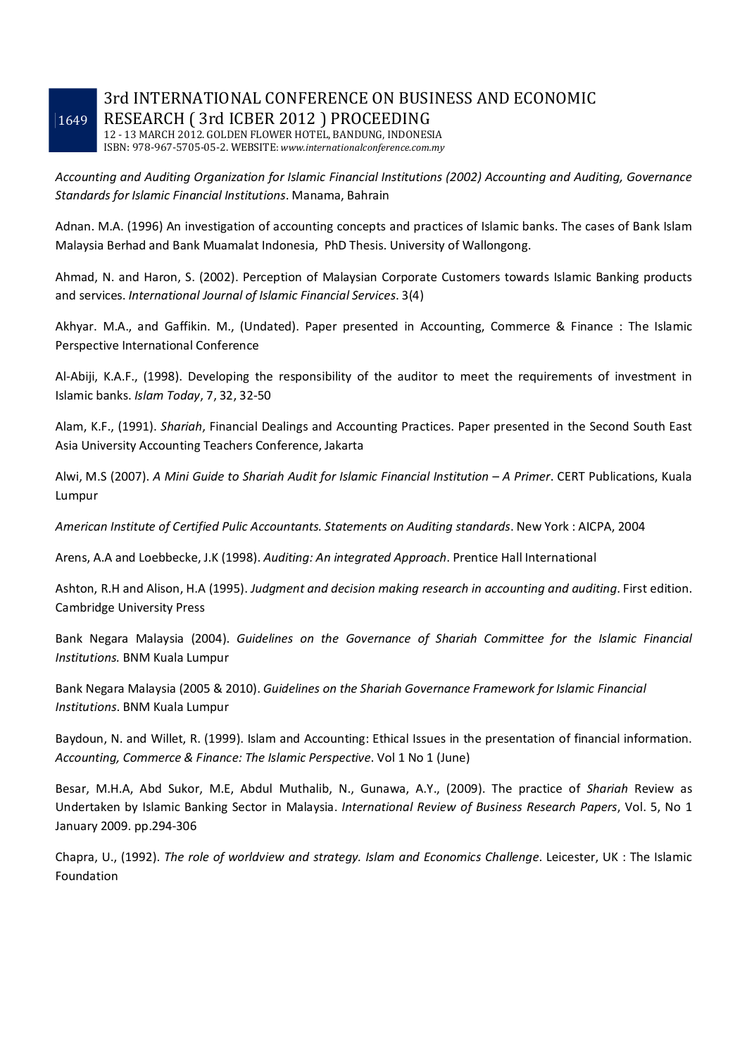*Accounting and Auditing Organization for Islamic Financial Institutions (2002) Accounting and Auditing, Governance Standards for Islamic Financial Institutions*. Manama, Bahrain

Adnan. M.A. (1996) An investigation of accounting concepts and practices of Islamic banks. The cases of Bank Islam Malaysia Berhad and Bank Muamalat Indonesia, PhD Thesis. University of Wallongong.

Ahmad, N. and Haron, S. (2002). Perception of Malaysian Corporate Customers towards Islamic Banking products and services. *International Journal of Islamic Financial Services*. 3(4)

Akhyar. M.A., and Gaffikin. M., (Undated). Paper presented in Accounting, Commerce & Finance : The Islamic Perspective International Conference

Al-Abiji, K.A.F., (1998). Developing the responsibility of the auditor to meet the requirements of investment in Islamic banks. *Islam Today*, 7, 32, 32-50

Alam, K.F., (1991). *Shariah*, Financial Dealings and Accounting Practices. Paper presented in the Second South East Asia University Accounting Teachers Conference, Jakarta

Alwi, M.S (2007). *A Mini Guide to Shariah Audit for Islamic Financial Institution – A Primer*. CERT Publications, Kuala Lumpur

*American Institute of Certified Pulic Accountants. Statements on Auditing standards*. New York : AICPA, 2004

Arens, A.A and Loebbecke, J.K (1998). *Auditing: An integrated Approach*. Prentice Hall International

Ashton, R.H and Alison, H.A (1995). *Judgment and decision making research in accounting and auditing*. First edition. Cambridge University Press

Bank Negara Malaysia (2004). *Guidelines on the Governance of Shariah Committee for the Islamic Financial Institutions.* BNM Kuala Lumpur

Bank Negara Malaysia (2005 & 2010). *Guidelines on the Shariah Governance Framework for Islamic Financial Institutions*. BNM Kuala Lumpur

Baydoun, N. and Willet, R. (1999). Islam and Accounting: Ethical Issues in the presentation of financial information. *Accounting, Commerce & Finance: The Islamic Perspective*. Vol 1 No 1 (June)

Besar, M.H.A, Abd Sukor, M.E, Abdul Muthalib, N., Gunawa, A.Y., (2009). The practice of *Shariah* Review as Undertaken by Islamic Banking Sector in Malaysia. *International Review of Business Research Papers*, Vol. 5, No 1 January 2009. pp.294-306

Chapra, U., (1992). *The role of worldview and strategy. Islam and Economics Challenge*. Leicester, UK : The Islamic Foundation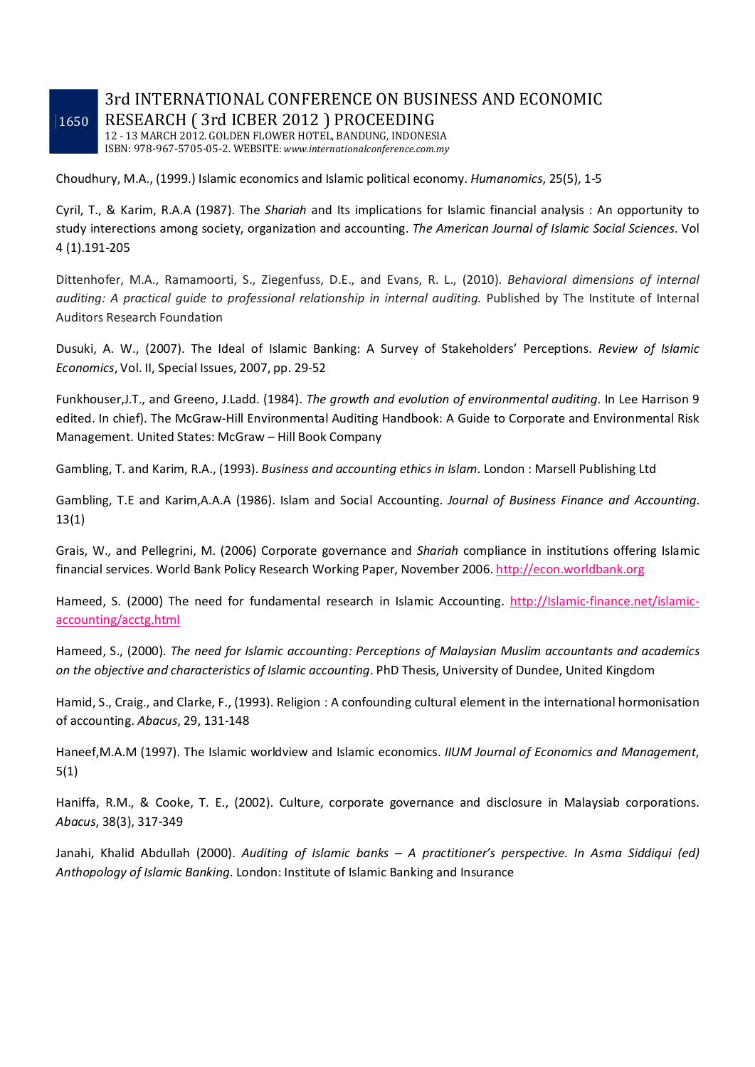Choudhury, M.A., (1999.) Islamic economics and Islamic political economy. *Humanomics*, 25(5), 1-5

Cyril, T., & Karim, R.A.A (1987). The *Shariah* and Its implications for Islamic financial analysis : An opportunity to study interections among society, organization and accounting. *The American Journal of Islamic Social Sciences*. Vol 4 (1).191-205

Dittenhofer, M.A., Ramamoorti, S., Ziegenfuss, D.E., and Evans, R. L., (2010). *Behavioral dimensions of internal auditing: A practical guide to professional relationship in internal auditing.* Published by The Institute of Internal Auditors Research Foundation

Dusuki, A. W., (2007). The Ideal of Islamic Banking: A Survey of Stakeholders' Perceptions. *Review of Islamic Economics*, Vol. II, Special Issues, 2007, pp. 29-52

Funkhouser,J.T., and Greeno, J.Ladd. (1984). *The growth and evolution of environmental auditing*. In Lee Harrison 9 edited. In chief). The McGraw-Hill Environmental Auditing Handbook: A Guide to Corporate and Environmental Risk Management. United States: McGraw – Hill Book Company

Gambling, T. and Karim, R.A., (1993). *Business and accounting ethics in Islam*. London : Marsell Publishing Ltd

Gambling, T.E and Karim,A.A.A (1986). Islam and Social Accounting. *Journal of Business Finance and Accounting*. 13(1)

Grais, W., and Pellegrini, M. (2006) Corporate governance and *Shariah* compliance in institutions offering Islamic financial services. World Bank Policy Research Working Paper, November 2006. http://econ.worldbank.org

Hameed, S. (2000) The need for fundamental research in Islamic Accounting. http://Islamic-finance.net/islamic-accounting/acctg.html

Hameed, S., (2000). *The need for Islamic accounting: Perceptions of Malaysian Muslim accountants and academics on the objective and characteristics of Islamic accounting*. PhD Thesis, University of Dundee, United Kingdom

Hamid, S., Craig., and Clarke, F., (1993). Religion : A confounding cultural element in the international hormonisation of accounting. *Abacus*, 29, 131-148

Haneef,M.A.M (1997). The Islamic worldview and Islamic economics. *IIUM Journal of Economics and Management*, 5(1)

Haniffa, R.M., & Cooke, T. E., (2002). Culture, corporate governance and disclosure in Malaysiab corporations. *Abacus*, 38(3), 317-349

Janahi, Khalid Abdullah (2000). *Auditing of Islamic banks – A practitioner's perspective. In Asma Siddiqui (ed) Anthopology of Islamic Banking*. London: Institute of Islamic Banking and Insurance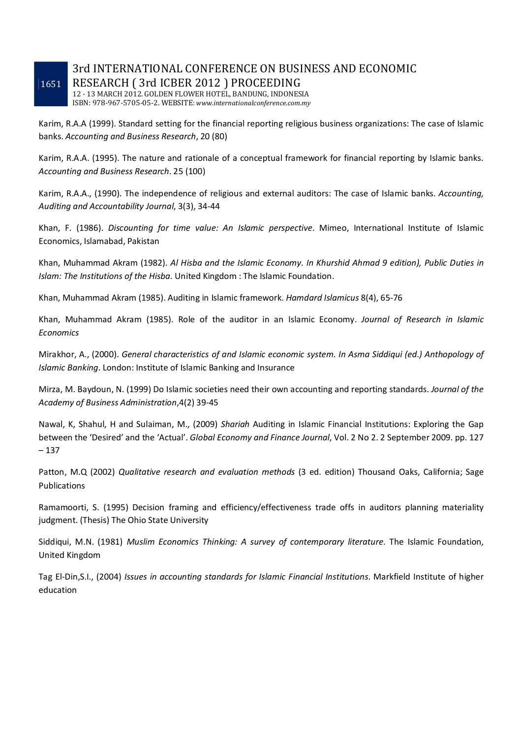Karim, R.A.A (1999). Standard setting for the financial reporting religious business organizations: The case of Islamic banks. *Accounting and Business Research*, 20 (80)

Karim, R.A.A. (1995). The nature and rationale of a conceptual framework for financial reporting by Islamic banks. *Accounting and Business Research*. 25 (100)

Karim, R.A.A., (1990). The independence of religious and external auditors: The case of Islamic banks. *Accounting, Auditing and Accountability Journal*, 3(3), 34-44

Khan, F. (1986). *Discounting for time value: An Islamic perspective*. Mimeo, International Institute of Islamic Economics, Islamabad, Pakistan

Khan, Muhammad Akram (1982). *Al Hisba and the Islamic Economy. In Khurshid Ahmad 9 edition), Public Duties in Islam: The Institutions of the Hisba*. United Kingdom : The Islamic Foundation.

Khan, Muhammad Akram (1985). Auditing in Islamic framework. *Hamdard Islamicus* 8(4), 65-76

Khan, Muhammad Akram (1985). Role of the auditor in an Islamic Economy. *Journal of Research in Islamic Economics*

Mirakhor, A., (2000). *General characteristics of and Islamic economic system. In Asma Siddiqui (ed.) Anthopology of Islamic Banking*. London: Institute of Islamic Banking and Insurance

Mirza, M. Baydoun, N. (1999) Do Islamic societies need their own accounting and reporting standards. *Journal of the Academy of Business Administration*,4(2) 39-45

Nawal, K, Shahul, H and Sulaiman, M., (2009) *Shariah* Auditing in Islamic Financial Institutions: Exploring the Gap between the 'Desired' and the 'Actual'. *Global Economy and Finance Journal*, Vol. 2 No 2. 2 September 2009. pp. 127 – 137

Patton, M.Q (2002) *Qualitative research and evaluation methods* (3 ed. edition) Thousand Oaks, California; Sage Publications

Ramamoorti, S. (1995) Decision framing and efficiency/effectiveness trade offs in auditors planning materiality judgment. (Thesis) The Ohio State University

Siddiqui, M.N. (1981) *Muslim Economics Thinking: A survey of contemporary literature*. The Islamic Foundation, United Kingdom

Tag El-Din,S.I., (2004) *Issues in accounting standards for Islamic Financial Institutions*. Markfield Institute of higher education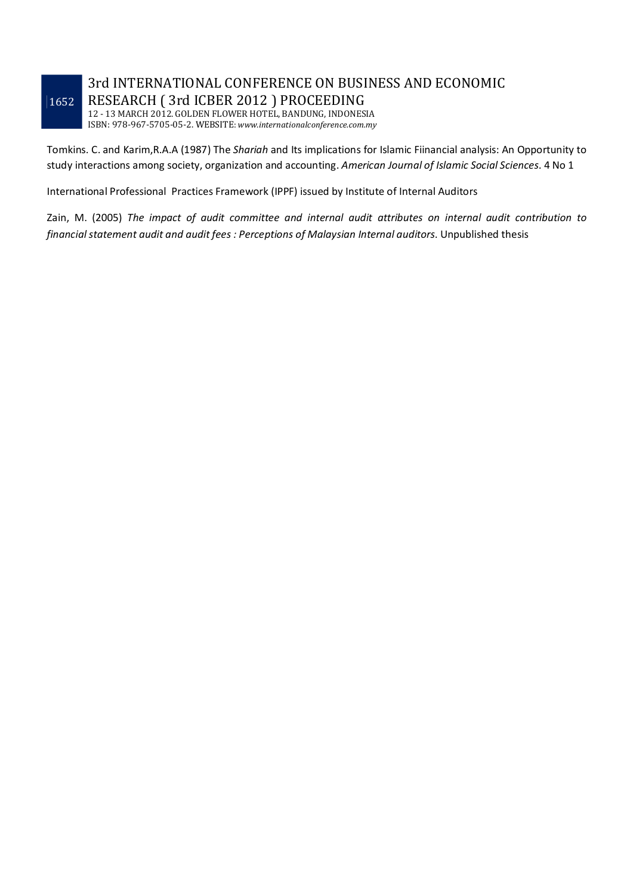Tomkins. C. and Karim,R.A.A (1987) The *Shariah* and Its implications for Islamic Fiinancial analysis: An Opportunity to study interactions among society, organization and accounting. *American Journal of Islamic Social Sciences*. 4 No 1

International Professional Practices Framework (IPPF) issued by Institute of Internal Auditors

Zain, M. (2005) *The impact of audit committee and internal audit attributes on internal audit contribution to financial statement audit and audit fees : Perceptions of Malaysian Internal auditors*. Unpublished thesis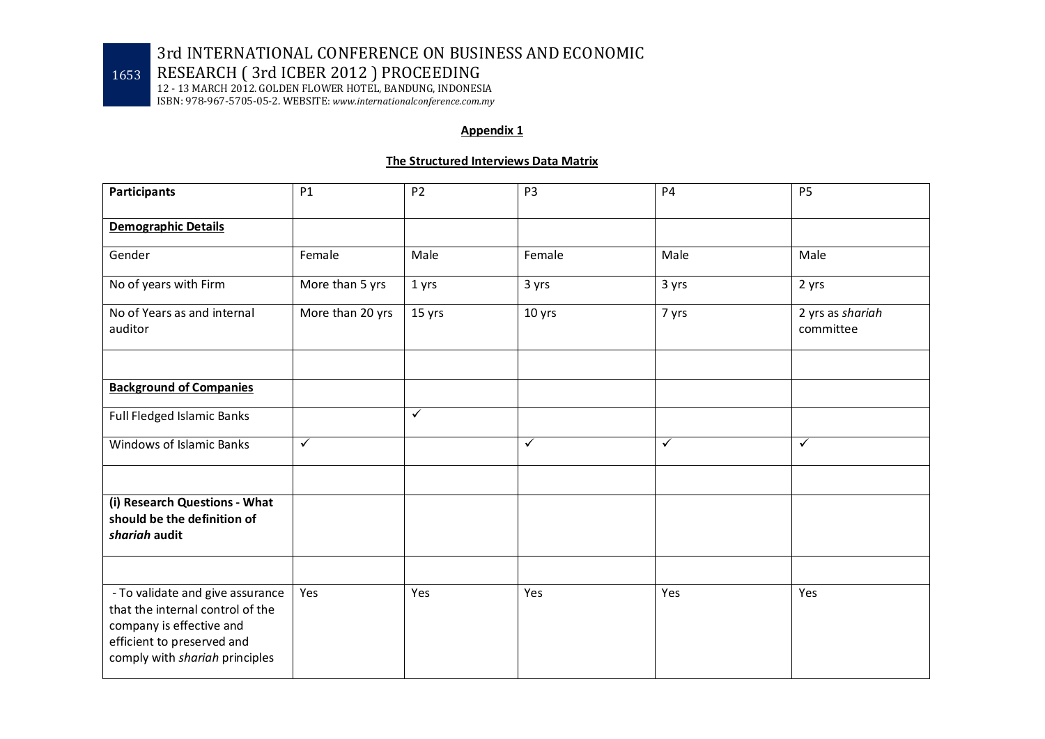**Appendix 1**

**The Structured Interviews Data Matrix**

| **Participants** | P1 | P2 | P3 | P4 | P5 |
|---|---|---|---|---|---|
| **Demographic Details** | | | | | |
| Gender | Female | Male | Female | Male | Male |
| No of years with Firm | More than 5 yrs | 1 yrs | 3 yrs | 3 yrs | 2 yrs |
| No of Years as and internal auditor | More than 20 yrs | 15 yrs | 10 yrs | 7 yrs | 2 yrs as *shariah* committee |
| | | | | | |
| **Background of Companies** | | | | | |
| Full Fledged Islamic Banks | | ✓ | | | |
| Windows of Islamic Banks | ✓ | | ✓ | ✓ | ✓ |
| | | | | | |
| **(i) Research Questions - What should be the definition of *shariah* audit** | | | | | |
| | | | | | |
| - To validate and give assurance that the internal control of the company is effective and efficient to preserved and comply with *shariah* principles | Yes | Yes | Yes | Yes | Yes |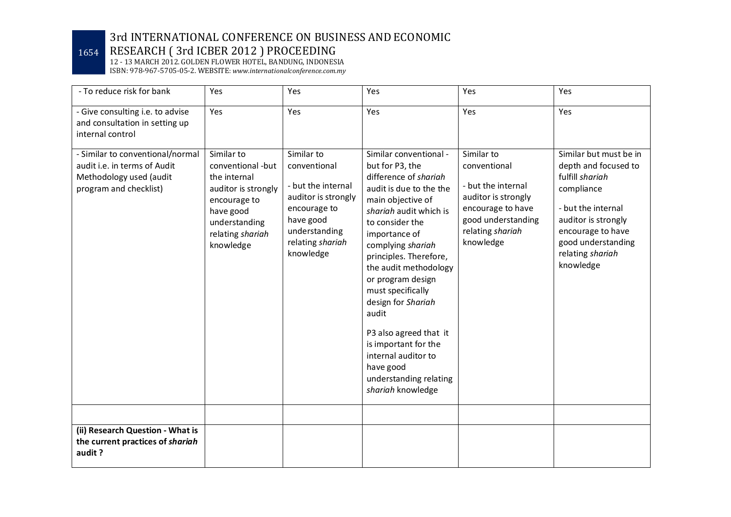| - To reduce risk for bank | Yes | Yes | Yes | Yes | Yes |
|---|---|---|---|---|---|
| - Give consulting i.e. to advise and consultation in setting up internal control | Yes | Yes | Yes | Yes | Yes |
| - Similar to conventional/normal audit i.e. in terms of Audit Methodology used (audit program and checklist) | Similar to conventional -but the internal auditor is strongly encourage to have good understanding relating *shariah* knowledge | Similar to conventional<br><br>- but the internal auditor is strongly encourage to have good understanding relating *shariah* knowledge | Similar conventional - but for P3, the difference of *shariah* audit is due to the the main objective of *shariah* audit which is to consider the importance of complying *shariah* principles. Therefore, the audit methodology or program design must specifically design for *Shariah* audit<br><br>P3 also agreed that it is important for the internal auditor to have good understanding relating *shariah* knowledge | Similar to conventional<br><br>- but the internal auditor is strongly encourage to have good understanding relating *shariah* knowledge | Similar but must be in depth and focused to fulfill *shariah* compliance<br><br>- but the internal auditor is strongly encourage to have good understanding relating *shariah* knowledge |
| | | | | | |
| **(ii) Research Question - What is the current practices of *shariah* audit ?** | | | | | |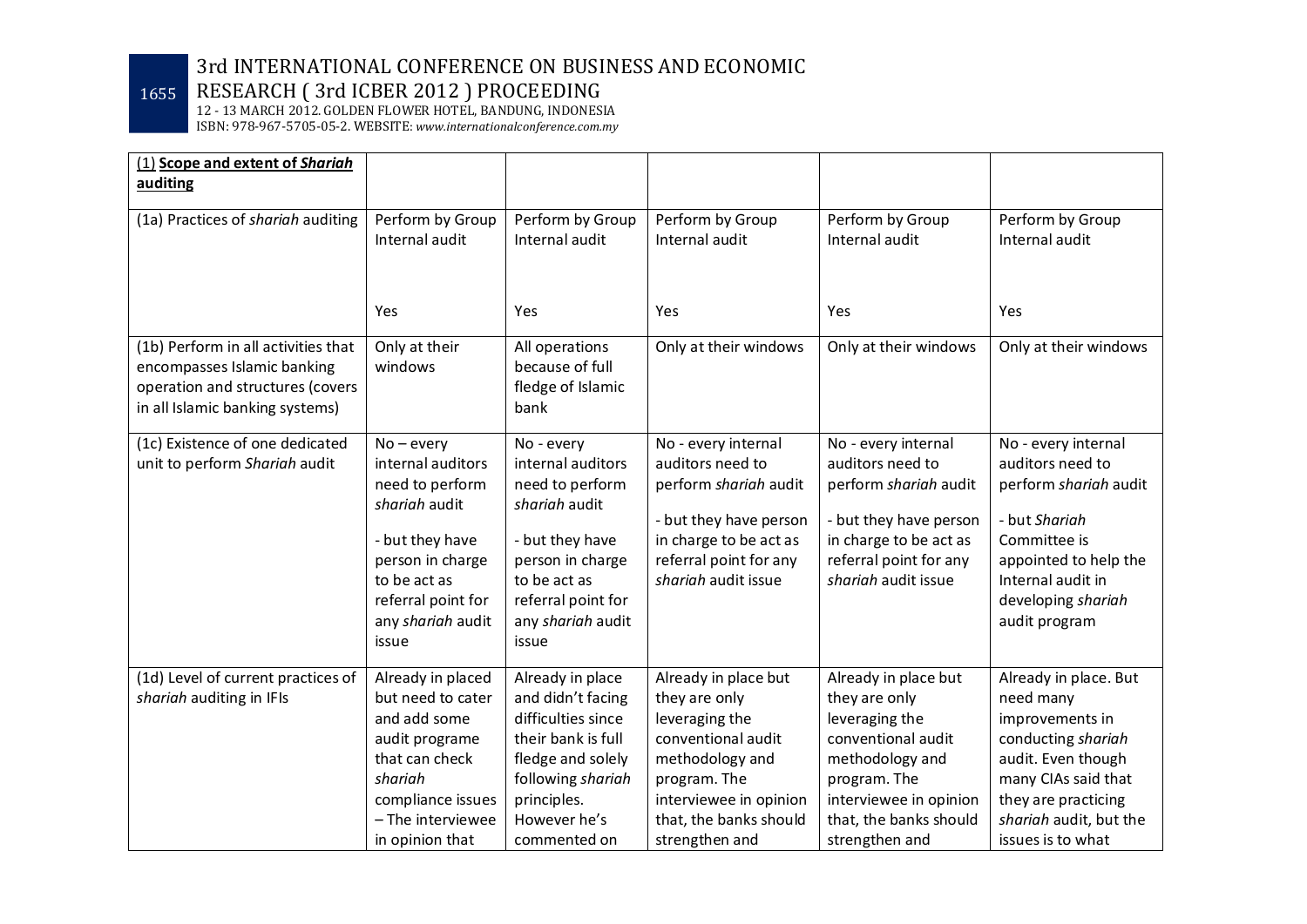| (1) **Scope and extent of *Shariah* auditing** | | | | | |
|---|---|---|---|---|---|
| (1a) Practices of *shariah* auditing | Perform by Group Internal audit<br><br>Yes | Perform by Group Internal audit<br><br>Yes | Perform by Group Internal audit<br><br>Yes | Perform by Group Internal audit<br><br>Yes | Perform by Group Internal audit<br><br>Yes |
| (1b) Perform in all activities that encompasses Islamic banking operation and structures (covers in all Islamic banking systems) | Only at their windows | All operations because of full fledge of Islamic bank | Only at their windows | Only at their windows | Only at their windows |
| (1c) Existence of one dedicated unit to perform *Shariah* audit | No – every internal auditors need to perform *shariah* audit<br><br>- but they have person in charge to be act as referral point for any *shariah* audit issue | No - every internal auditors need to perform *shariah* audit<br><br>- but they have person in charge to be act as referral point for any *shariah* audit issue | No - every internal auditors need to perform *shariah* audit<br><br>- but they have person in charge to be act as referral point for any *shariah* audit issue | No - every internal auditors need to perform *shariah* audit<br><br>- but they have person in charge to be act as referral point for any *shariah* audit issue | No - every internal auditors need to perform *shariah* audit<br><br>- but *Shariah* Committee is appointed to help the Internal audit in developing *shariah* audit program |
| (1d) Level of current practices of *shariah* auditing in IFIs | Already in placed but need to cater and add some audit programe that can check *shariah* compliance issues – The interviewee in opinion that | Already in place and didn't facing difficulties since their bank is full fledge and solely following *shariah* principles. However he's commented on | Already in place but they are only leveraging the conventional audit methodology and program. The interviewee in opinion that, the banks should strengthen and | Already in place but they are only leveraging the conventional audit methodology and program. The interviewee in opinion that, the banks should strengthen and | Already in place. But need many improvements in conducting *shariah* audit. Even though many CIAs said that they are practicing *shariah* audit, but the issues is to what |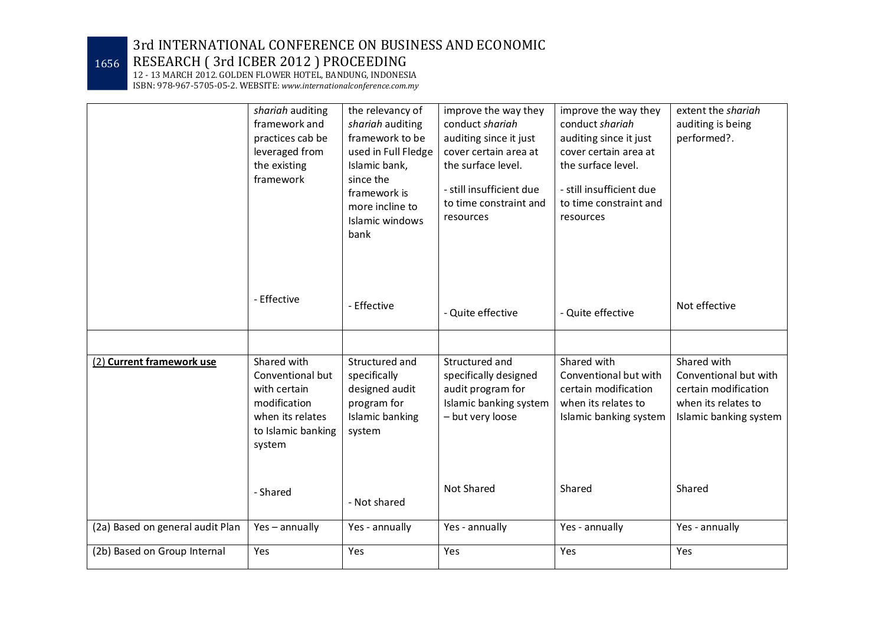| | | | | | |
|---|---|---|---|---|---|
| | *shariah* auditing framework and practices cab be leveraged from the existing framework<br><br>- Effective | the relevancy of *shariah* auditing framework to be used in Full Fledge Islamic bank, since the framework is more incline to Islamic windows bank<br><br>- Effective | improve the way they conduct *shariah* auditing since it just cover certain area at the surface level.<br>- still insufficient due to time constraint and resources<br><br>- Quite effective | improve the way they conduct *shariah* auditing since it just cover certain area at the surface level.<br>- still insufficient due to time constraint and resources<br><br>- Quite effective | extent the *shariah* auditing is being performed?.<br><br>Not effective |
| | | | | | |
| (2) <u>**Current framework use**</u> | Shared with Conventional but with certain modification when its relates to Islamic banking system<br><br>- Shared | Structured and specifically designed audit program for Islamic banking system<br><br>- Not shared | Structured and specifically designed audit program for Islamic banking system – but very loose<br><br>Not Shared | Shared with Conventional but with certain modification when its relates to Islamic banking system<br><br>Shared | Shared with Conventional but with certain modification when its relates to Islamic banking system<br><br>Shared |
| (2a) Based on general audit Plan | Yes – annually | Yes - annually | Yes - annually | Yes - annually | Yes - annually |
| (2b) Based on Group Internal | Yes | Yes | Yes | Yes | Yes |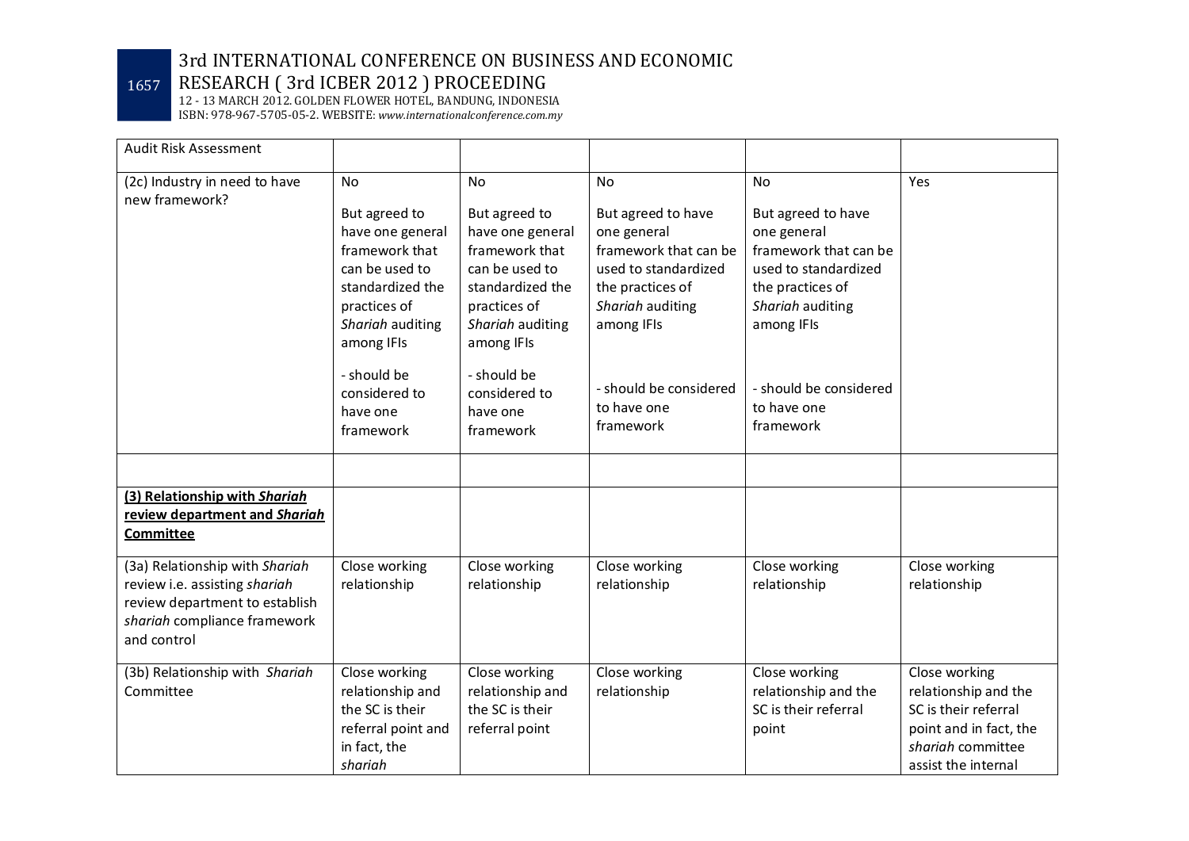| Audit Risk Assessment | | | | | |
|---|---|---|---|---|---|
| (2c) Industry in need to have new framework? | No<br><br>But agreed to have one general framework that can be used to standardized the practices of *Shariah* auditing among IFIs<br><br>- should be considered to have one framework | No<br><br>But agreed to have one general framework that can be used to standardized the practices of *Shariah* auditing among IFIs<br><br>- should be considered to have one framework | No<br><br>But agreed to have one general framework that can be used to standardized the practices of *Shariah* auditing among IFIs<br><br>- should be considered to have one framework | No<br><br>But agreed to have one general framework that can be used to standardized the practices of *Shariah* auditing among IFIs<br><br>- should be considered to have one framework | Yes |
| | | | | | |
| **(3) Relationship with *Shariah* review department and *Shariah* Committee** | | | | | |
| (3a) Relationship with *Shariah* review i.e. assisting *shariah* review department to establish *shariah* compliance framework and control | Close working relationship | Close working relationship | Close working relationship | Close working relationship | Close working relationship |
| (3b) Relationship with *Shariah* Committee | Close working relationship and the SC is their referral point and in fact, the *shariah* | Close working relationship and the SC is their referral point | Close working relationship | Close working relationship and the SC is their referral point | Close working relationship and the SC is their referral point and in fact, the *shariah* committee assist the internal |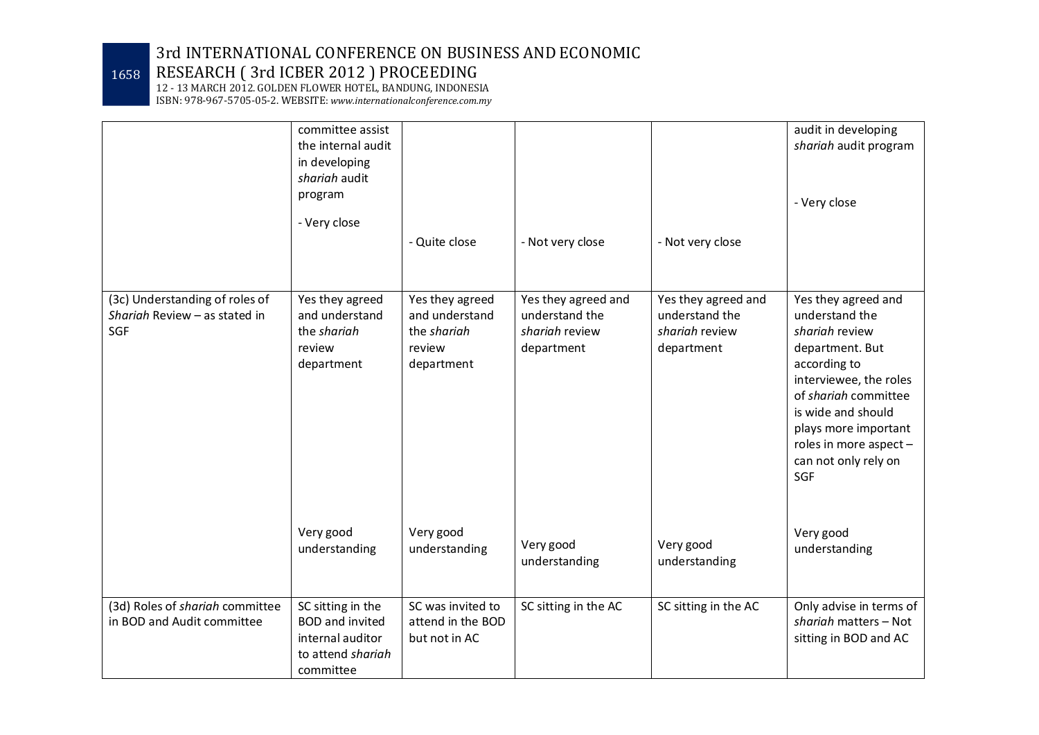| | | | | | |
|---|---|---|---|---|---|
| | committee assist the internal audit in developing *shariah* audit program<br><br>- Very close | - Quite close | - Not very close | - Not very close | audit in developing *shariah* audit program<br><br>- Very close |
| (3c) Understanding of roles of *Shariah* Review – as stated in SGF | Yes they agreed and understand the *shariah* review department<br><br>Very good understanding | Yes they agreed and understand the *shariah* review department<br><br>Very good understanding | Yes they agreed and understand the *shariah* review department<br><br>Very good understanding | Yes they agreed and understand the *shariah* review department<br><br>Very good understanding | Yes they agreed and understand the *shariah* review department. But according to interviewee, the roles of *shariah* committee is wide and should plays more important roles in more aspect – can not only rely on SGF<br><br>Very good understanding |
| (3d) Roles of *shariah* committee in BOD and Audit committee | SC sitting in the BOD and invited internal auditor to attend *shariah* committee | SC was invited to attend in the BOD but not in AC | SC sitting in the AC | SC sitting in the AC | Only advise in terms of *shariah* matters – Not sitting in BOD and AC |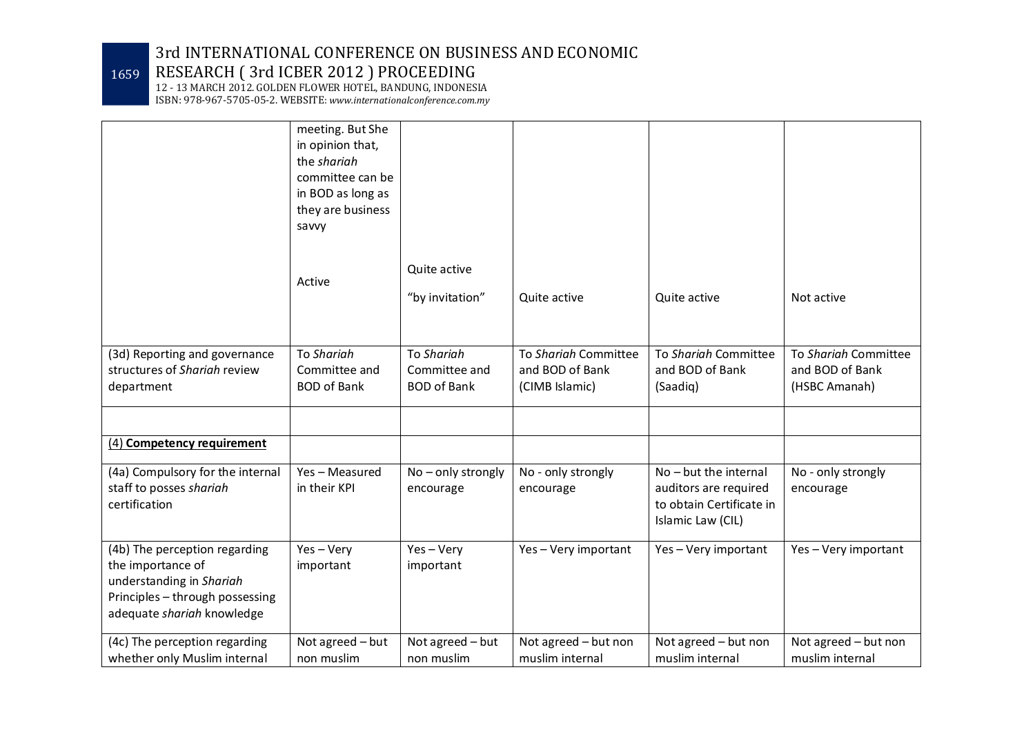| | | | | | |
|---|---|---|---|---|---|
| | meeting. But She in opinion that, the *shariah* committee can be in BOD as long as they are business savvy<br><br>Active | Quite active<br><br>"by invitation" | Quite active | Quite active | Not active |
| (3d) Reporting and governance structures of *Shariah* review department | To *Shariah* Committee and BOD of Bank | To *Shariah* Committee and BOD of Bank | To *Shariah* Committee and BOD of Bank (CIMB Islamic) | To *Shariah* Committee and BOD of Bank (Saadiq) | To *Shariah* Committee and BOD of Bank (HSBC Amanah) |
| | | | | | |
| (4) **Competency requirement** | | | | | |
| (4a) Compulsory for the internal staff to posses *shariah* certification | Yes – Measured in their KPI | No – only strongly encourage | No - only strongly encourage | No – but the internal auditors are required to obtain Certificate in Islamic Law (CIL) | No - only strongly encourage |
| (4b) The perception regarding the importance of understanding in *Shariah* Principles – through possessing adequate *shariah* knowledge | Yes – Very important | Yes – Very important | Yes – Very important | Yes – Very important | Yes – Very important |
| (4c) The perception regarding whether only Muslim internal | Not agreed – but non muslim | Not agreed – but non muslim | Not agreed – but non muslim internal | Not agreed – but non muslim internal | Not agreed – but non muslim internal |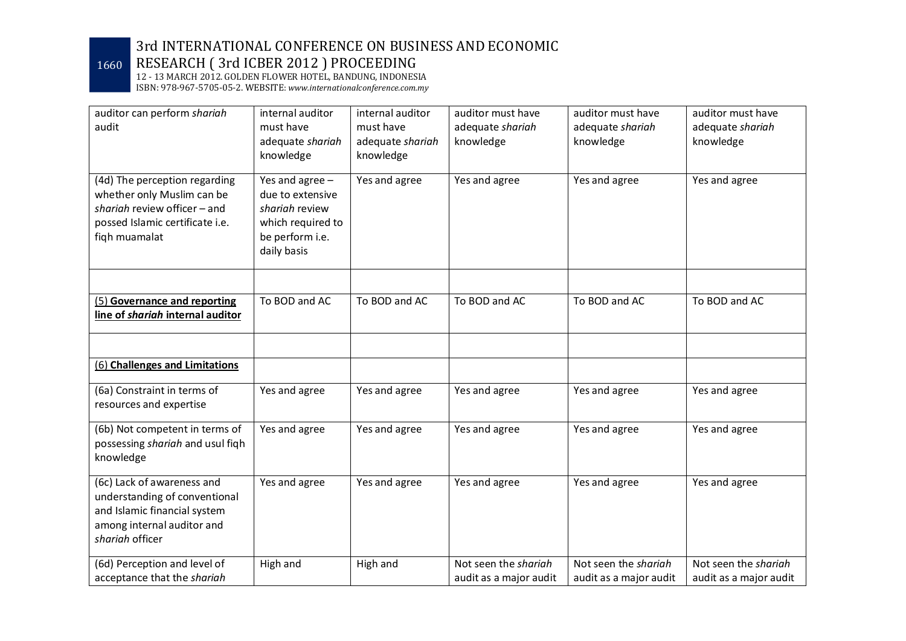| auditor can perform *shariah* audit | internal auditor must have adequate *shariah* knowledge | internal auditor must have adequate *shariah* knowledge | auditor must have adequate *shariah* knowledge | auditor must have adequate *shariah* knowledge | auditor must have adequate *shariah* knowledge |
|---|---|---|---|---|---|
| (4d) The perception regarding whether only Muslim can be *shariah* review officer – and possed Islamic certificate i.e. fiqh muamalat | Yes and agree – due to extensive *shariah* review which required to be perform i.e. daily basis | Yes and agree | Yes and agree | Yes and agree | Yes and agree |
| | | | | | |
| (5) **Governance and reporting line of *shariah* internal auditor** | To BOD and AC | To BOD and AC | To BOD and AC | To BOD and AC | To BOD and AC |
| | | | | | |
| (6) **Challenges and Limitations** | | | | | |
| (6a) Constraint in terms of resources and expertise | Yes and agree | Yes and agree | Yes and agree | Yes and agree | Yes and agree |
| (6b) Not competent in terms of possessing *shariah* and usul fiqh knowledge | Yes and agree | Yes and agree | Yes and agree | Yes and agree | Yes and agree |
| (6c) Lack of awareness and understanding of conventional and Islamic financial system among internal auditor and *shariah* officer | Yes and agree | Yes and agree | Yes and agree | Yes and agree | Yes and agree |
| (6d) Perception and level of acceptance that the *shariah* | High and | High and | Not seen the *shariah* audit as a major audit | Not seen the *shariah* audit as a major audit | Not seen the *shariah* audit as a major audit |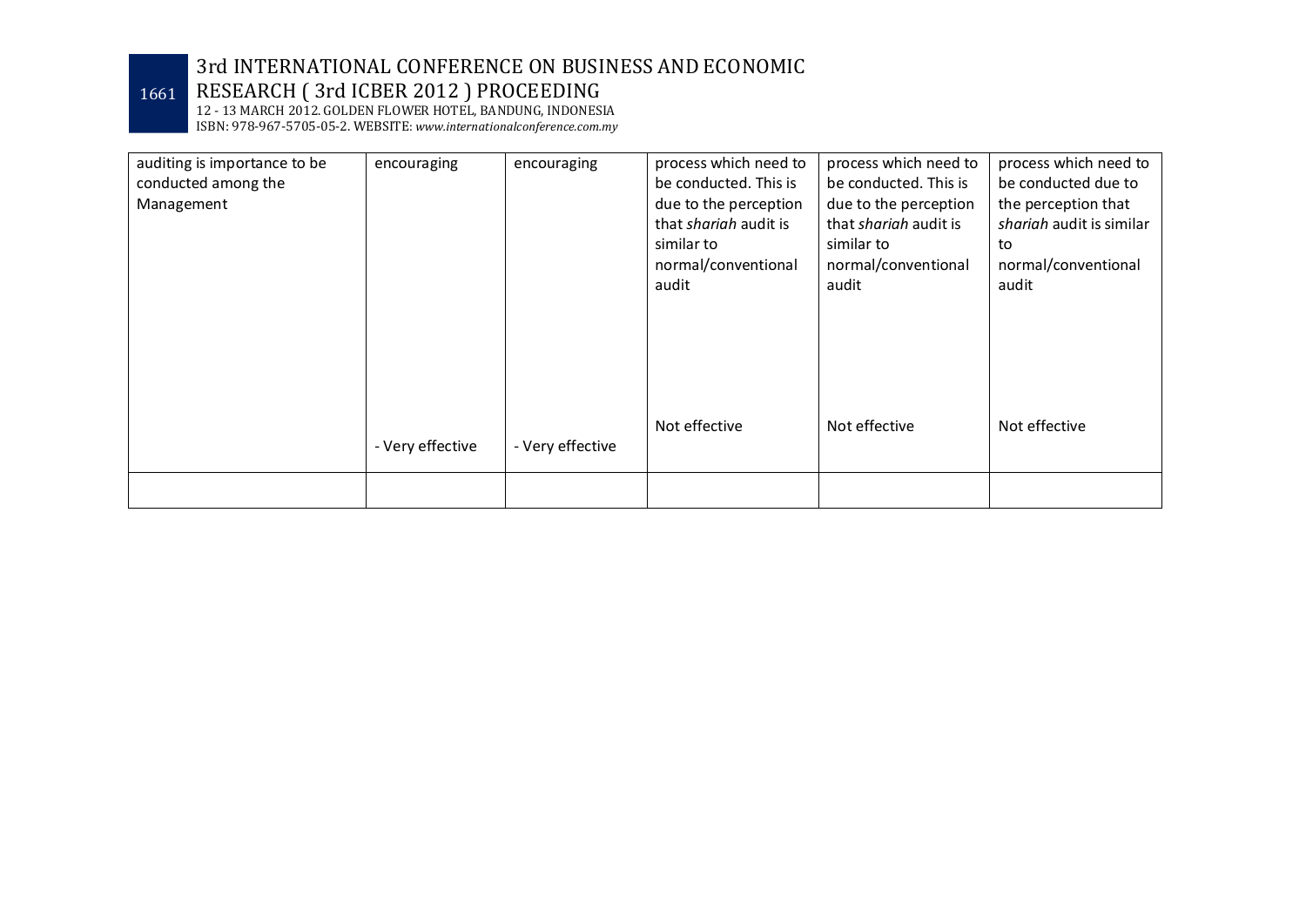| | | | | | |
|---|---|---|---|---|---|
| auditing is importance to be conducted among the Management | encouraging<br><br>- Very effective | encouraging<br><br>- Very effective | process which need to be conducted. This is due to the perception that *shariah* audit is similar to normal/conventional audit<br><br>Not effective | process which need to be conducted. This is due to the perception that *shariah* audit is similar to normal/conventional audit<br><br>Not effective | process which need to be conducted due to the perception that *shariah* audit is similar to normal/conventional audit<br><br>Not effective |
| | | | | | |